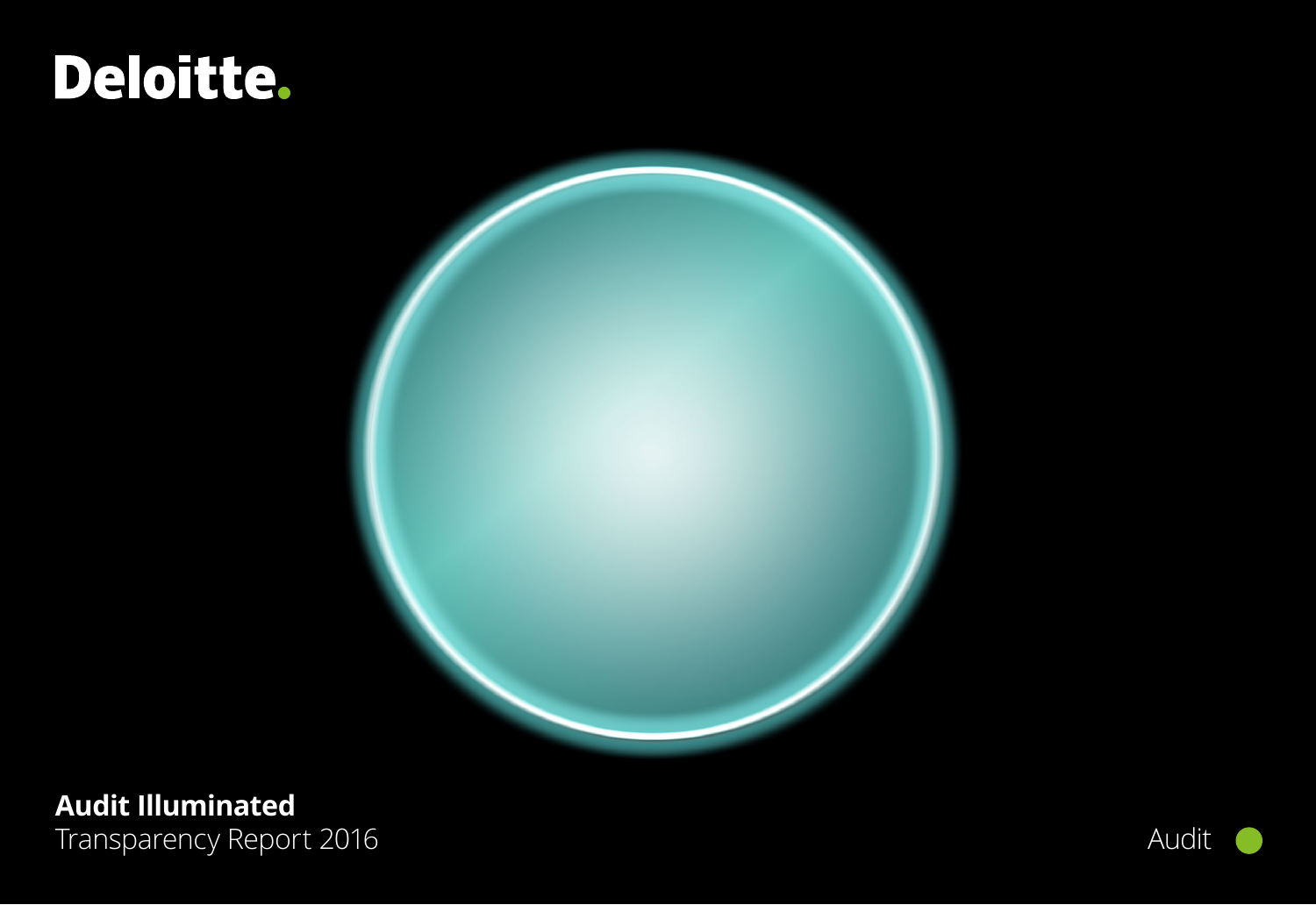Deloitte.

# Audit Illuminated

Transparency Report 2016

Audit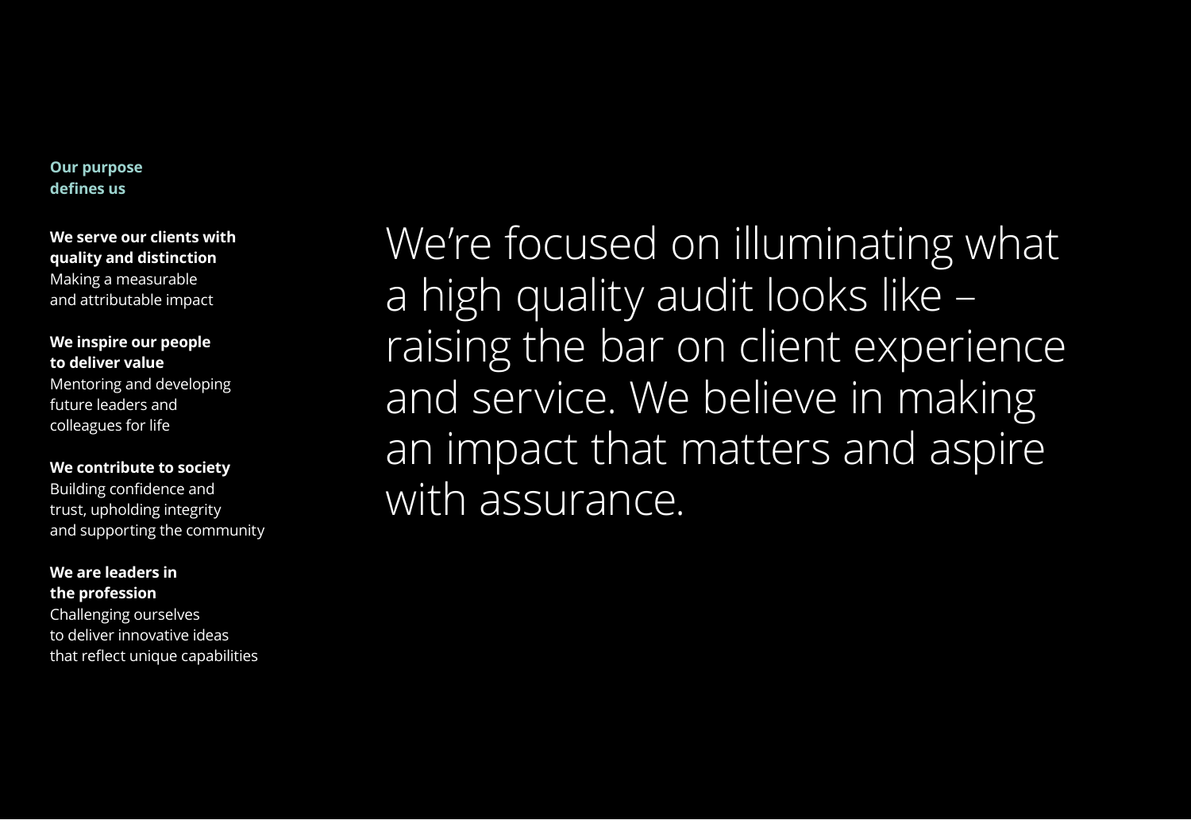## Our purpose defines us

**We serve our clients with quality and distinction**
Making a measurable and attributable impact

**We inspire our people to deliver value**
Mentoring and developing future leaders and colleagues for life

**We contribute to society**
Building confidence and trust, upholding integrity and supporting the community

**We are leaders in the profession**
Challenging ourselves to deliver innovative ideas that reflect unique capabilities

We're focused on illuminating what a high quality audit looks like – raising the bar on client experience and service. We believe in making an impact that matters and aspire with assurance.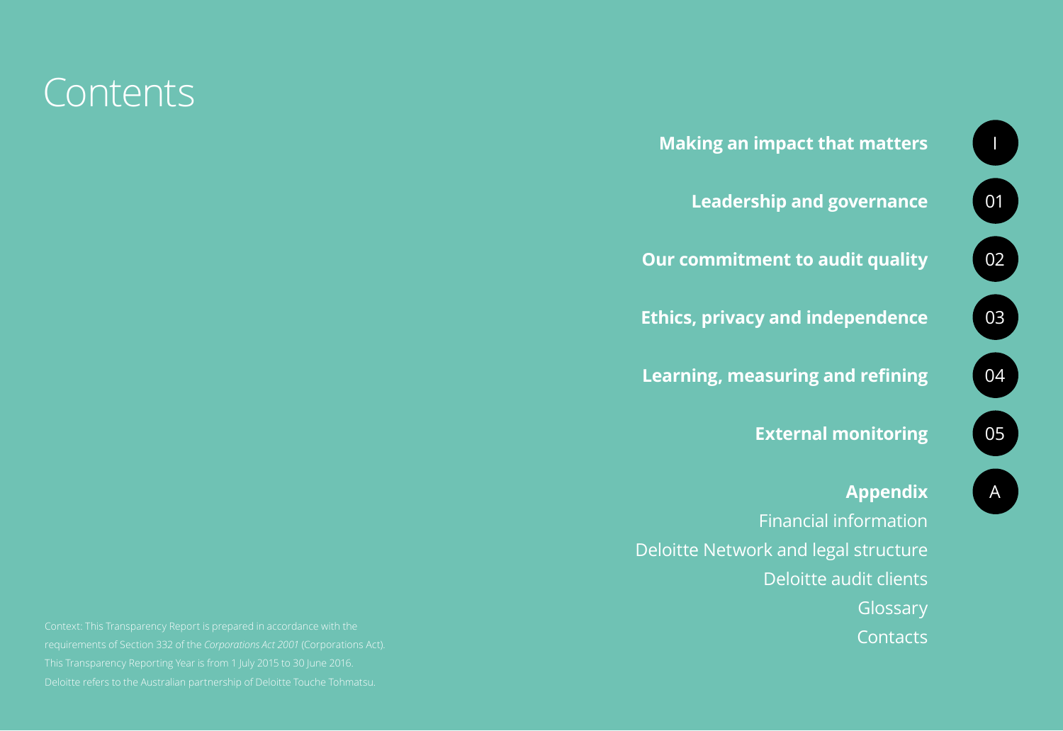# Contents

| | |
|---|---|
| **Making an impact that matters** | I |
| **Leadership and governance** | 01 |
| **Our commitment to audit quality** | 02 |
| **Ethics, privacy and independence** | 03 |
| **Learning, measuring and refining** | 04 |
| **External monitoring** | 05 |
| **Appendix** | A |

Financial information

Deloitte Network and legal structure

Deloitte audit clients

Glossary

Contacts

Context: This Transparency Report is prepared in accordance with the requirements of Section 332 of the *Corporations Act 2001* (Corporations Act). This Transparency Reporting Year is from 1 July 2015 to 30 June 2016. Deloitte refers to the Australian partnership of Deloitte Touche Tohmatsu.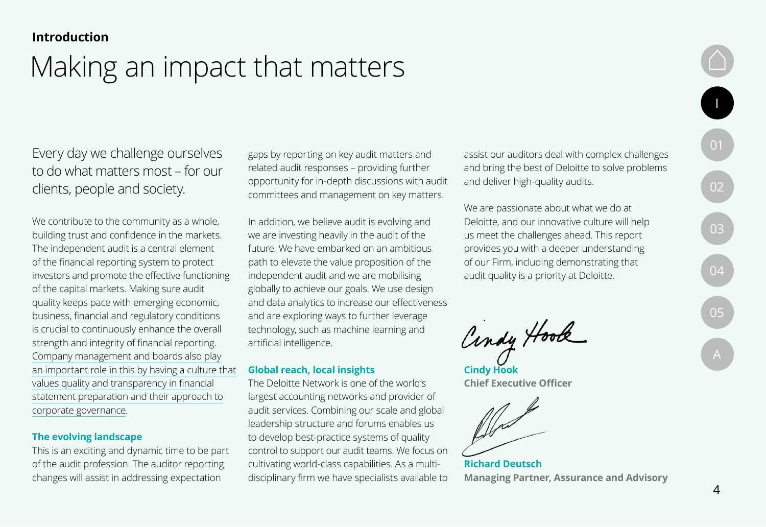**Introduction**

# Making an impact that matters

Every day we challenge ourselves to do what matters most – for our clients, people and society.

We contribute to the community as a whole, building trust and confidence in the markets. The independent audit is a central element of the financial reporting system to protect investors and promote the effective functioning of the capital markets. Making sure audit quality keeps pace with emerging economic, business, financial and regulatory conditions is crucial to continuously enhance the overall strength and integrity of financial reporting. Company management and boards also play an important role in this by having a culture that values quality and transparency in financial statement preparation and their approach to corporate governance.

### The evolving landscape

This is an exciting and dynamic time to be part of the audit profession. The auditor reporting changes will assist in addressing expectation gaps by reporting on key audit matters and related audit responses – providing further opportunity for in-depth discussions with audit committees and management on key matters.

In addition, we believe audit is evolving and we are investing heavily in the audit of the future. We have embarked on an ambitious path to elevate the value proposition of the independent audit and we are mobilising globally to achieve our goals. We use design and data analytics to increase our effectiveness and are exploring ways to further leverage technology, such as machine learning and artificial intelligence.

### Global reach, local insights

The Deloitte Network is one of the world's largest accounting networks and provider of audit services. Combining our scale and global leadership structure and forums enables us to develop best-practice systems of quality control to support our audit teams. We focus on cultivating world-class capabilities. As a multi-disciplinary firm we have specialists available to assist our auditors deal with complex challenges and bring the best of Deloitte to solve problems and deliver high-quality audits.

We are passionate about what we do at Deloitte, and our innovative culture will help us meet the challenges ahead. This report provides you with a deeper understanding of our Firm, including demonstrating that audit quality is a priority at Deloitte.

**Cindy Hook**
**Chief Executive Officer**

**Richard Deutsch**
**Managing Partner, Assurance and Advisory**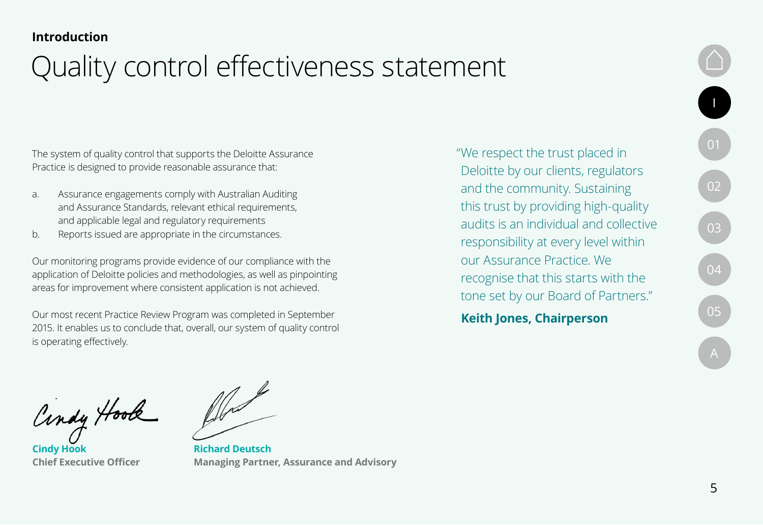**Introduction**

# Quality control effectiveness statement

The system of quality control that supports the Deloitte Assurance Practice is designed to provide reasonable assurance that:

a. Assurance engagements comply with Australian Auditing and Assurance Standards, relevant ethical requirements, and applicable legal and regulatory requirements
b. Reports issued are appropriate in the circumstances.

Our monitoring programs provide evidence of our compliance with the application of Deloitte policies and methodologies, as well as pinpointing areas for improvement where consistent application is not achieved.

Our most recent Practice Review Program was completed in September 2015. It enables us to conclude that, overall, our system of quality control is operating effectively.

**Cindy Hook**
**Chief Executive Officer**

**Richard Deutsch**
**Managing Partner, Assurance and Advisory**

"We respect the trust placed in Deloitte by our clients, regulators and the community. Sustaining this trust by providing high-quality audits is an individual and collective responsibility at every level within our Assurance Practice. We recognise that this starts with the tone set by our Board of Partners."

**Keith Jones, Chairperson**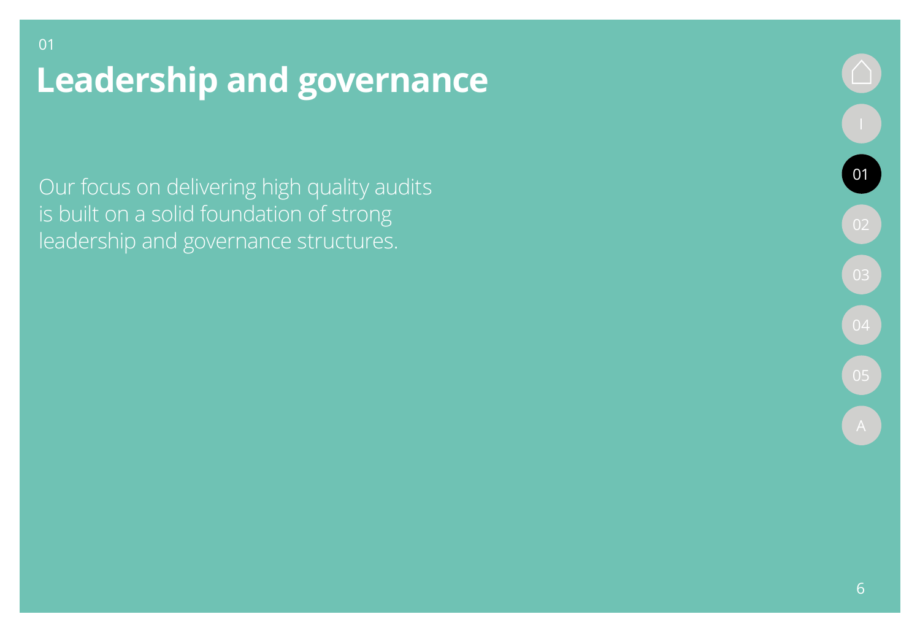01

# Leadership and governance

Our focus on delivering high quality audits is built on a solid foundation of strong leadership and governance structures.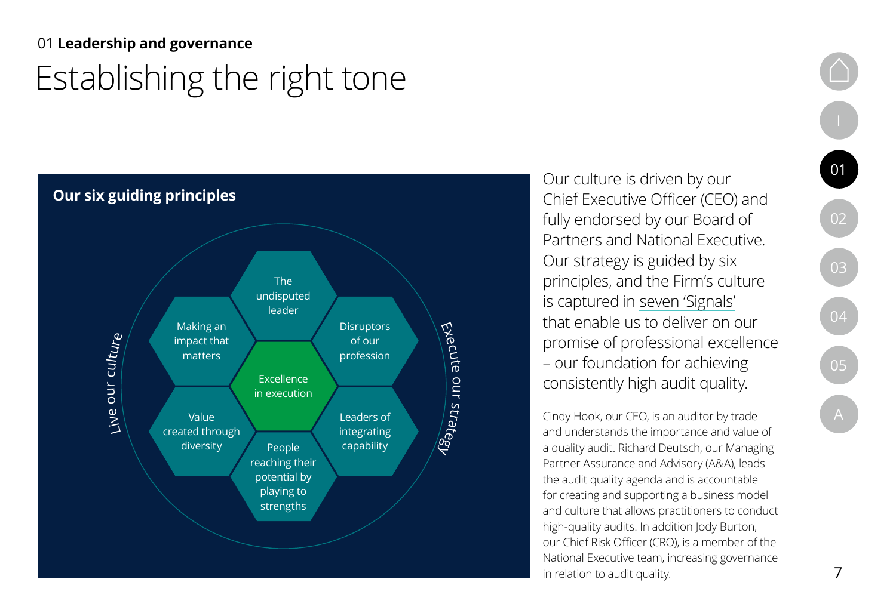01 **Leadership and governance**

# Establishing the right tone

## Our six guiding principles

- The undisputed leader
- Making an impact that matters
- Disruptors of our profession
- Excellence in execution
- Value created through diversity
- Leaders of integrating capability
- People reaching their potential by playing to strengths

Live our culture — Execute our strategy

Our culture is driven by our Chief Executive Officer (CEO) and fully endorsed by our Board of Partners and National Executive. Our strategy is guided by six principles, and the Firm's culture is captured in seven 'Signals' that enable us to deliver on our promise of professional excellence – our foundation for achieving consistently high audit quality.

Cindy Hook, our CEO, is an auditor by trade and understands the importance and value of a quality audit. Richard Deutsch, our Managing Partner Assurance and Advisory (A&A), leads the audit quality agenda and is accountable for creating and supporting a business model and culture that allows practitioners to conduct high-quality audits. In addition Jody Burton, our Chief Risk Officer (CRO), is a member of the National Executive team, increasing governance in relation to audit quality.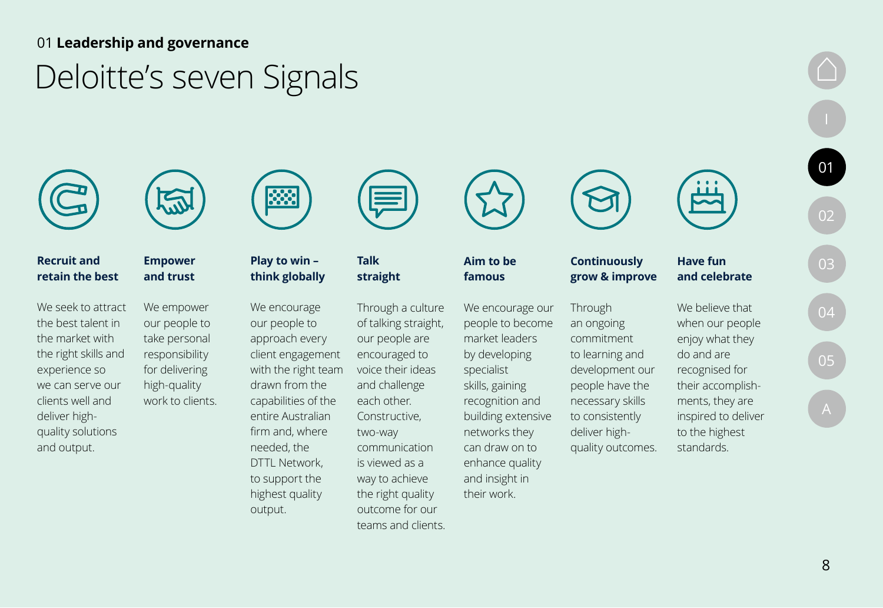01 **Leadership and governance**

# Deloitte's seven Signals

### Recruit and retain the best

We seek to attract the best talent in the market with the right skills and experience so we can serve our clients well and deliver high-quality solutions and output.

### Empower and trust

We empower our people to take personal responsibility for delivering high-quality work to clients.

### Play to win – think globally

We encourage our people to approach every client engagement with the right team drawn from the capabilities of the entire Australian firm and, where needed, the DTTL Network, to support the highest quality output.

### Talk straight

Through a culture of talking straight, our people are encouraged to voice their ideas and challenge each other. Constructive, two-way communication is viewed as a way to achieve the right quality outcome for our teams and clients.

### Aim to be famous

We encourage our people to become market leaders by developing specialist skills, gaining recognition and building extensive networks they can draw on to enhance quality and insight in their work.

### Continuously grow & improve

Through an ongoing commitment to learning and development our people have the necessary skills to consistently deliver high-quality outcomes.

### Have fun and celebrate

We believe that when our people enjoy what they do and are recognised for their accomplishments, they are inspired to deliver to the highest standards.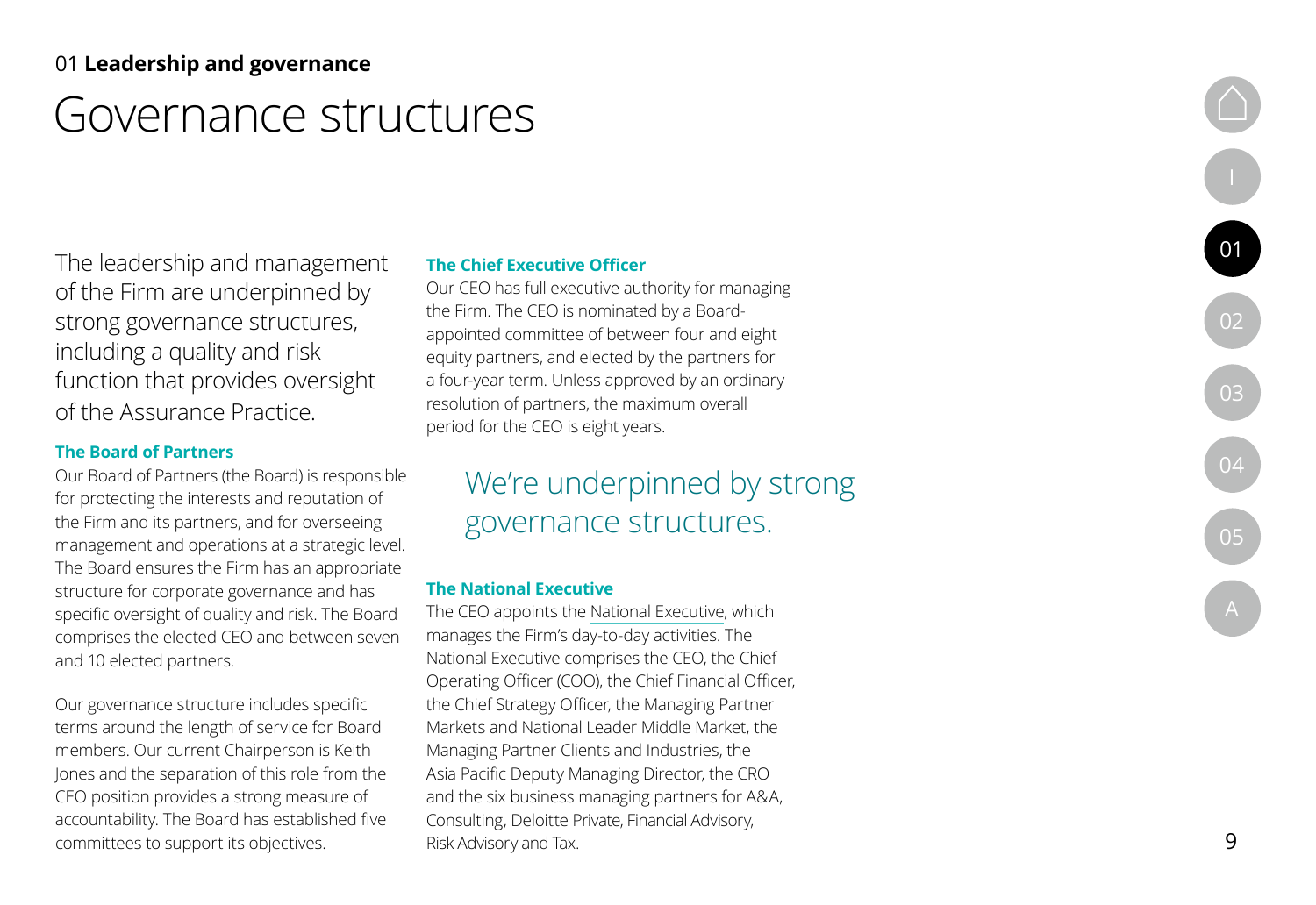01 **Leadership and governance**

# Governance structures

The leadership and management of the Firm are underpinned by strong governance structures, including a quality and risk function that provides oversight of the Assurance Practice.

### The Board of Partners

Our Board of Partners (the Board) is responsible for protecting the interests and reputation of the Firm and its partners, and for overseeing management and operations at a strategic level. The Board ensures the Firm has an appropriate structure for corporate governance and has specific oversight of quality and risk. The Board comprises the elected CEO and between seven and 10 elected partners.

Our governance structure includes specific terms around the length of service for Board members. Our current Chairperson is Keith Jones and the separation of this role from the CEO position provides a strong measure of accountability. The Board has established five committees to support its objectives.

### The Chief Executive Officer

Our CEO has full executive authority for managing the Firm. The CEO is nominated by a Board-appointed committee of between four and eight equity partners, and elected by the partners for a four-year term. Unless approved by an ordinary resolution of partners, the maximum overall period for the CEO is eight years.

We're underpinned by strong governance structures.

### The National Executive

The CEO appoints the National Executive, which manages the Firm's day-to-day activities. The National Executive comprises the CEO, the Chief Operating Officer (COO), the Chief Financial Officer, the Chief Strategy Officer, the Managing Partner Markets and National Leader Middle Market, the Managing Partner Clients and Industries, the Asia Pacific Deputy Managing Director, the CRO and the six business managing partners for A&A, Consulting, Deloitte Private, Financial Advisory, Risk Advisory and Tax.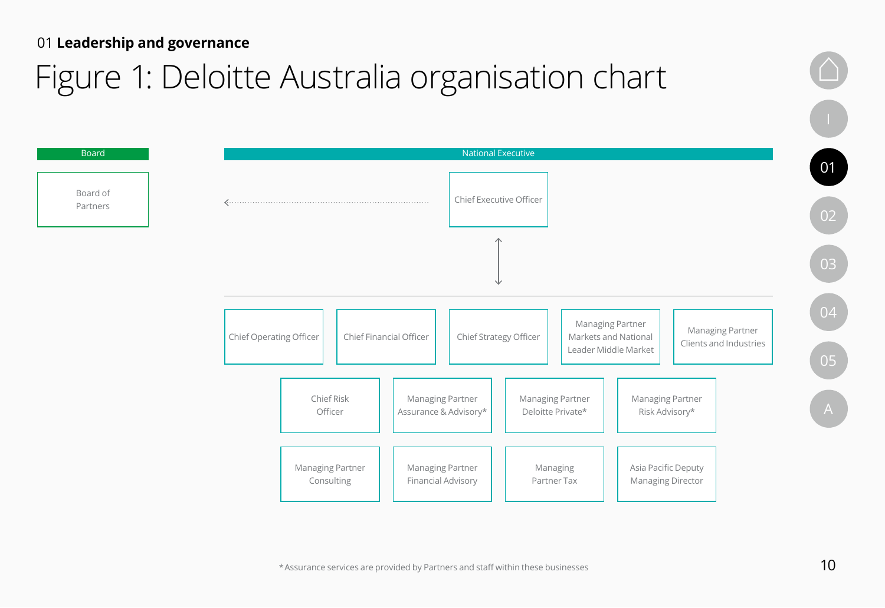01 **Leadership and governance**

# Figure 1: Deloitte Australia organisation chart

**Board**

- Board of Partners

**National Executive**

- Chief Executive Officer
  - Chief Operating Officer
  - Chief Financial Officer
  - Chief Strategy Officer
  - Managing Partner Markets and National Leader Middle Market
  - Managing Partner Clients and Industries
  - Chief Risk Officer
  - Managing Partner Assurance & Advisory*
  - Managing Partner Deloitte Private*
  - Managing Partner Risk Advisory*
  - Managing Partner Consulting
  - Managing Partner Financial Advisory
  - Managing Partner Tax
  - Asia Pacific Deputy Managing Director

*Assurance services are provided by Partners and staff within these businesses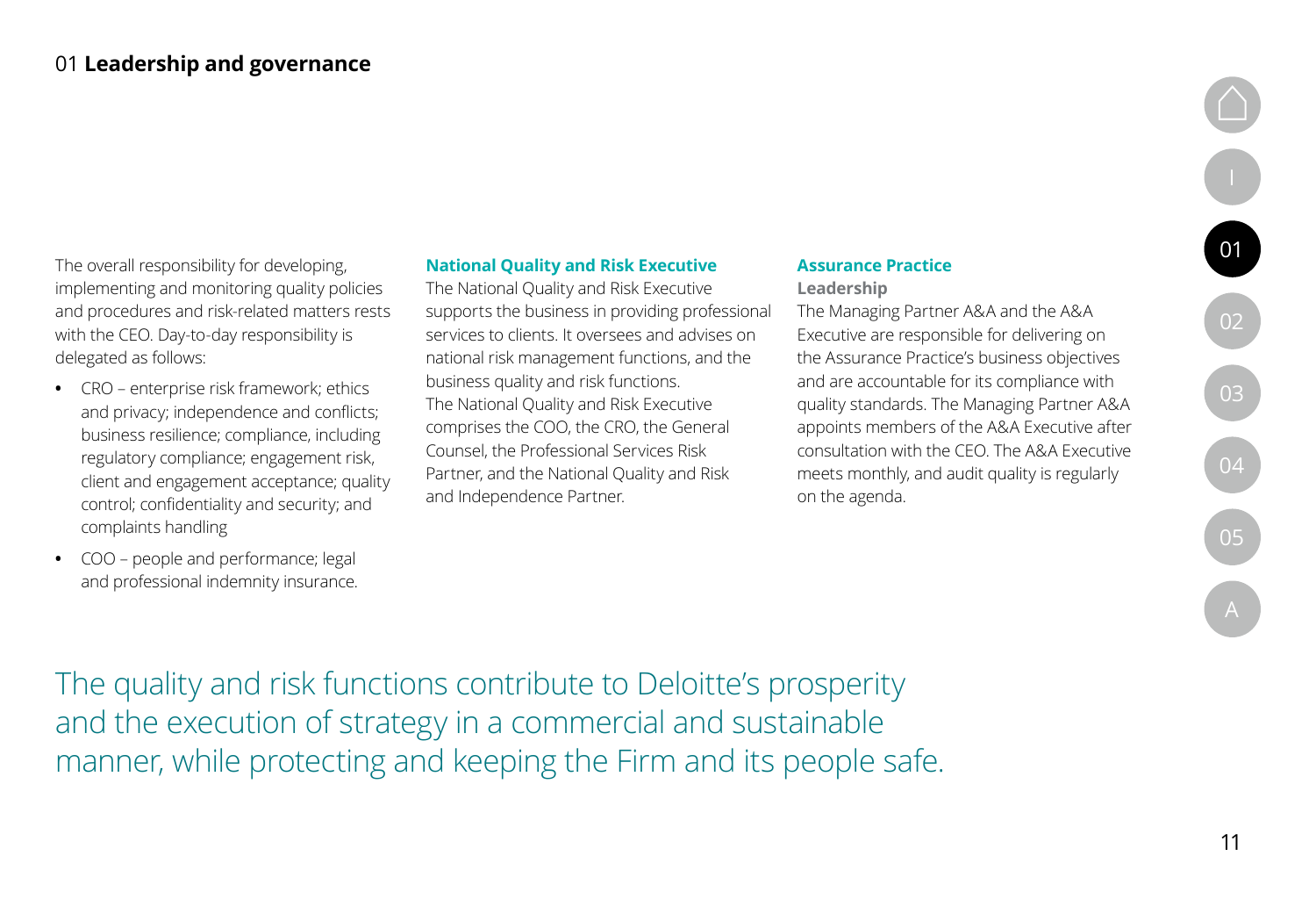The overall responsibility for developing, implementing and monitoring quality policies and procedures and risk-related matters rests with the CEO. Day-to-day responsibility is delegated as follows:

- CRO – enterprise risk framework; ethics and privacy; independence and conflicts; business resilience; compliance, including regulatory compliance; engagement risk, client and engagement acceptance; quality control; confidentiality and security; and complaints handling
- COO – people and performance; legal and professional indemnity insurance.

### National Quality and Risk Executive

The National Quality and Risk Executive supports the business in providing professional services to clients. It oversees and advises on national risk management functions, and the business quality and risk functions.
The National Quality and Risk Executive comprises the COO, the CRO, the General Counsel, the Professional Services Risk Partner, and the National Quality and Risk and Independence Partner.

### Assurance Practice

**Leadership**

The Managing Partner A&A and the A&A Executive are responsible for delivering on the Assurance Practice's business objectives and are accountable for its compliance with quality standards. The Managing Partner A&A appoints members of the A&A Executive after consultation with the CEO. The A&A Executive meets monthly, and audit quality is regularly on the agenda.

The quality and risk functions contribute to Deloitte's prosperity and the execution of strategy in a commercial and sustainable manner, while protecting and keeping the Firm and its people safe.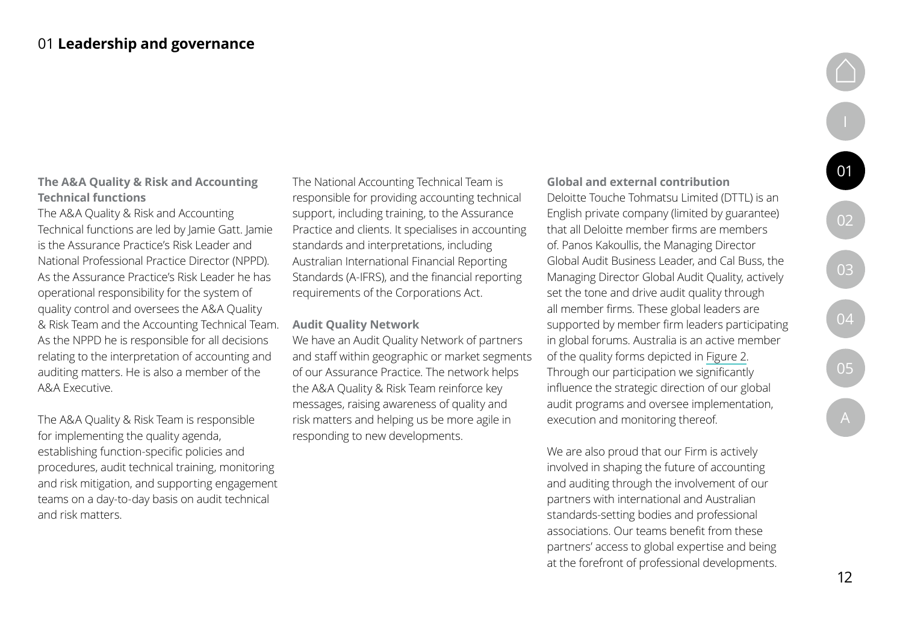# 01 **Leadership and governance**

### The A&A Quality & Risk and Accounting Technical functions

The A&A Quality & Risk and Accounting Technical functions are led by Jamie Gatt. Jamie is the Assurance Practice's Risk Leader and National Professional Practice Director (NPPD). As the Assurance Practice's Risk Leader he has operational responsibility for the system of quality control and oversees the A&A Quality & Risk Team and the Accounting Technical Team. As the NPPD he is responsible for all decisions relating to the interpretation of accounting and auditing matters. He is also a member of the A&A Executive.

The A&A Quality & Risk Team is responsible for implementing the quality agenda, establishing function-specific policies and procedures, audit technical training, monitoring and risk mitigation, and supporting engagement teams on a day-to-day basis on audit technical and risk matters.

The National Accounting Technical Team is responsible for providing accounting technical support, including training, to the Assurance Practice and clients. It specialises in accounting standards and interpretations, including Australian International Financial Reporting Standards (A-IFRS), and the financial reporting requirements of the Corporations Act.

### Audit Quality Network

We have an Audit Quality Network of partners and staff within geographic or market segments of our Assurance Practice. The network helps the A&A Quality & Risk Team reinforce key messages, raising awareness of quality and risk matters and helping us be more agile in responding to new developments.

### Global and external contribution

Deloitte Touche Tohmatsu Limited (DTTL) is an English private company (limited by guarantee) that all Deloitte member firms are members of. Panos Kakoullis, the Managing Director Global Audit Business Leader, and Cal Buss, the Managing Director Global Audit Quality, actively set the tone and drive audit quality through all member firms. These global leaders are supported by member firm leaders participating in global forums. Australia is an active member of the quality forms depicted in Figure 2. Through our participation we significantly influence the strategic direction of our global audit programs and oversee implementation, execution and monitoring thereof.

We are also proud that our Firm is actively involved in shaping the future of accounting and auditing through the involvement of our partners with international and Australian standards-setting bodies and professional associations. Our teams benefit from these partners' access to global expertise and being at the forefront of professional developments.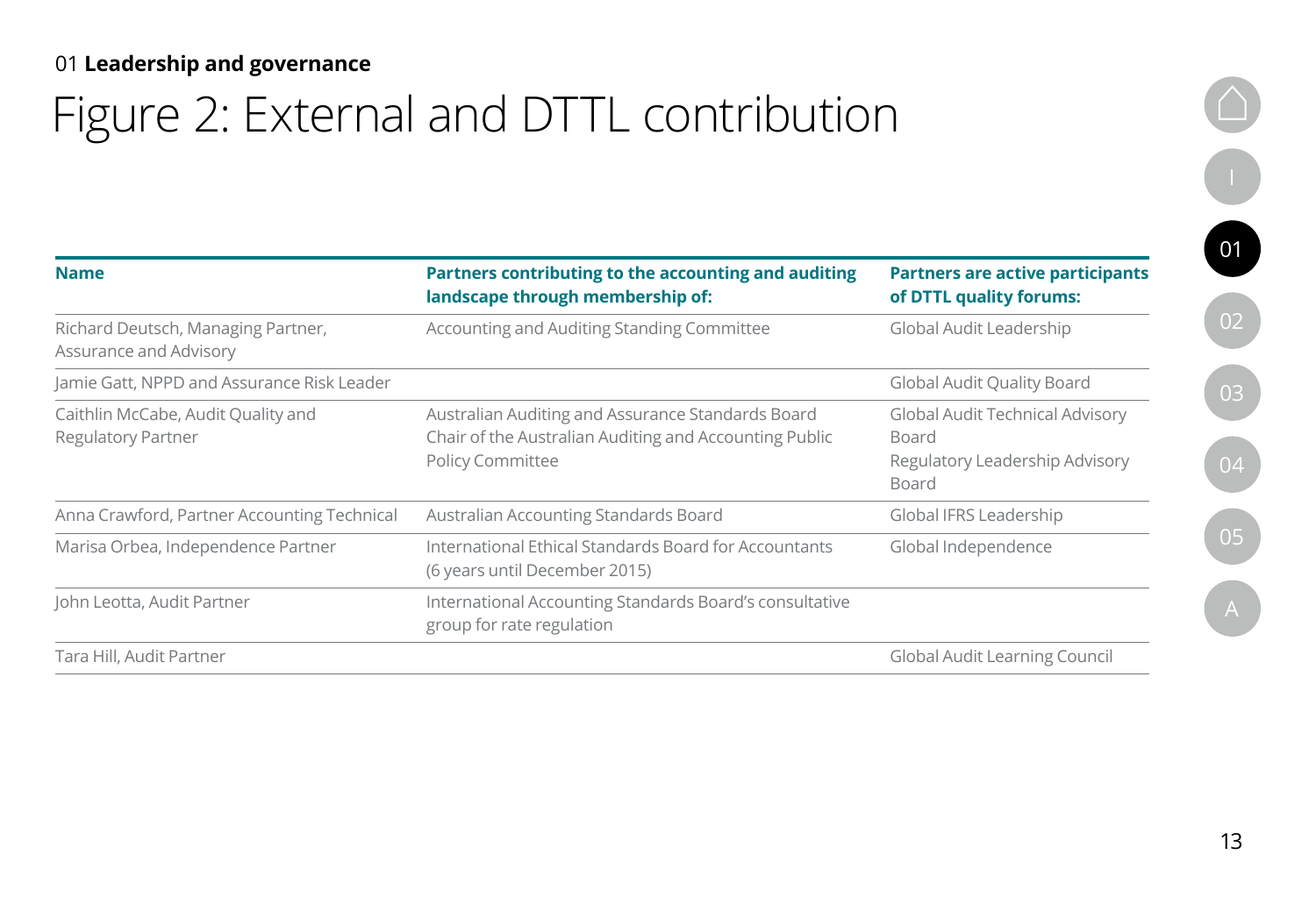01 **Leadership and governance**

# Figure 2: External and DTTL contribution

| Name | Partners contributing to the accounting and auditing landscape through membership of: | Partners are active participants of DTTL quality forums: |
|---|---|---|
| Richard Deutsch, Managing Partner, Assurance and Advisory | Accounting and Auditing Standing Committee | Global Audit Leadership |
| Jamie Gatt, NPPD and Assurance Risk Leader | | Global Audit Quality Board |
| Caithlin McCabe, Audit Quality and Regulatory Partner | Australian Auditing and Assurance Standards Board<br>Chair of the Australian Auditing and Accounting Public Policy Committee | Global Audit Technical Advisory Board<br>Regulatory Leadership Advisory Board |
| Anna Crawford, Partner Accounting Technical | Australian Accounting Standards Board | Global IFRS Leadership |
| Marisa Orbea, Independence Partner | International Ethical Standards Board for Accountants (6 years until December 2015) | Global Independence |
| John Leotta, Audit Partner | International Accounting Standards Board's consultative group for rate regulation | |
| Tara Hill, Audit Partner | | Global Audit Learning Council |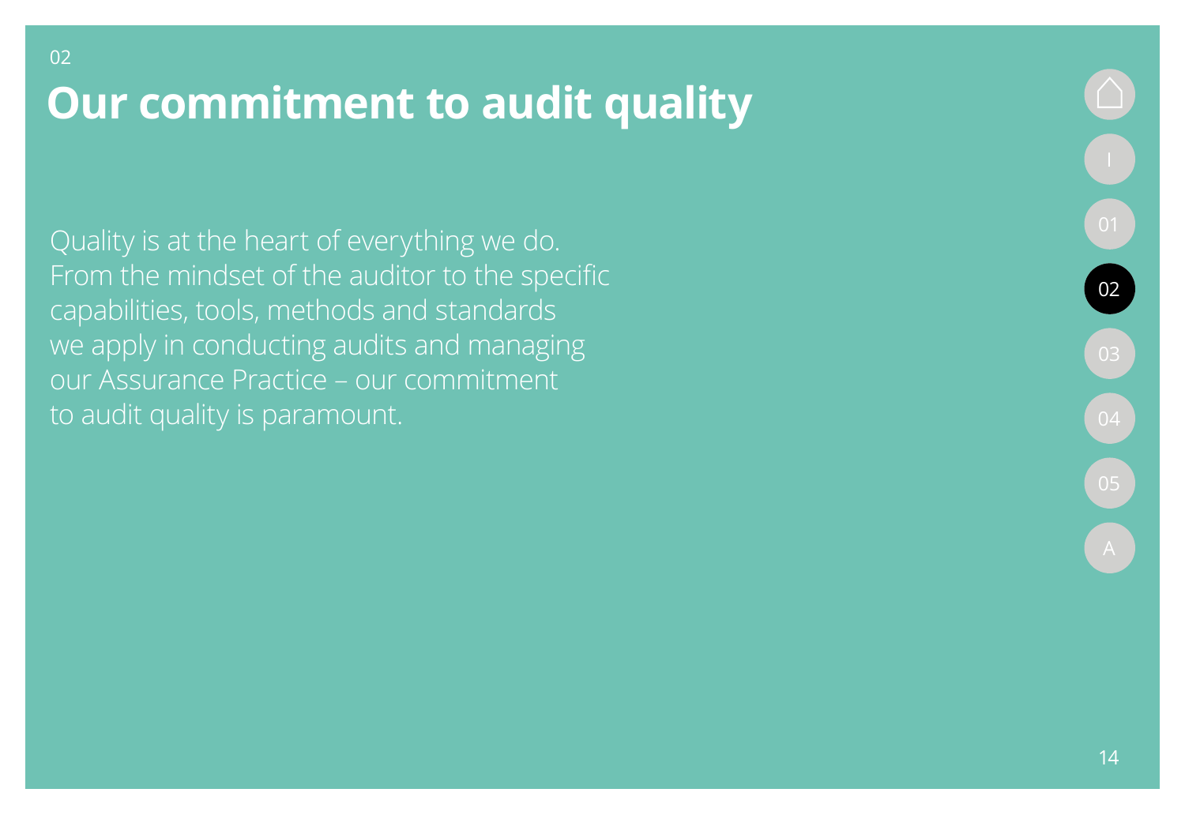02

# Our commitment to audit quality

Quality is at the heart of everything we do. From the mindset of the auditor to the specific capabilities, tools, methods and standards we apply in conducting audits and managing our Assurance Practice – our commitment to audit quality is paramount.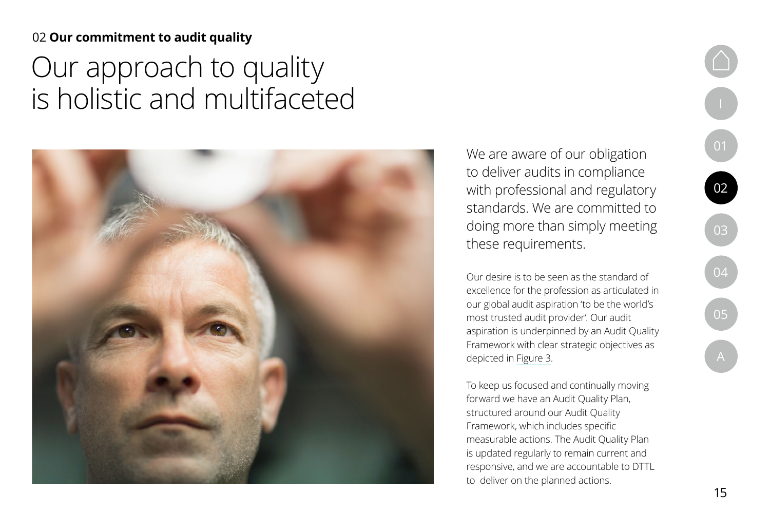02 **Our commitment to audit quality**

# Our approach to quality is holistic and multifaceted

We are aware of our obligation to deliver audits in compliance with professional and regulatory standards. We are committed to doing more than simply meeting these requirements.

Our desire is to be seen as the standard of excellence for the profession as articulated in our global audit aspiration 'to be the world's most trusted audit provider'. Our audit aspiration is underpinned by an Audit Quality Framework with clear strategic objectives as depicted in Figure 3.

To keep us focused and continually moving forward we have an Audit Quality Plan, structured around our Audit Quality Framework, which includes specific measurable actions. The Audit Quality Plan is updated regularly to remain current and responsive, and we are accountable to DTTL to deliver on the planned actions.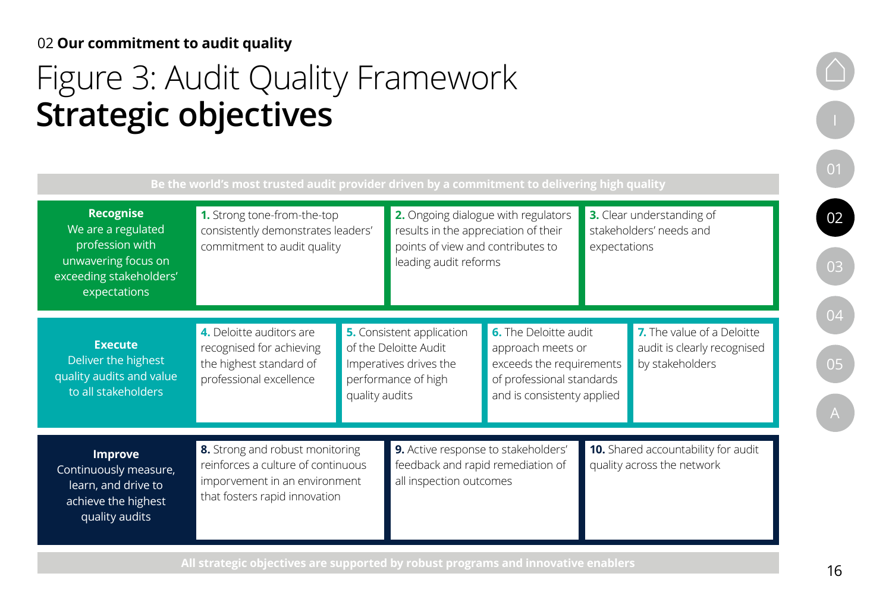02 **Our commitment to audit quality**

# Figure 3: Audit Quality Framework
# **Strategic objectives**

**Be the world's most trusted audit provider driven by a commitment to delivering high quality**

| **Recognise** We are a regulated profession with unwavering focus on exceeding stakeholders' expectations | **1.** Strong tone-from-the-top consistently demonstrates leaders' commitment to audit quality | **2.** Ongoing dialogue with regulators results in the appreciation of their points of view and contributes to leading audit reforms | **3.** Clear understanding of stakeholders' needs and expectations | |
|---|---|---|---|---|
| **Execute** Deliver the highest quality audits and value to all stakeholders | **4.** Deloitte auditors are recognised for achieving the highest standard of professional excellence | **5.** Consistent application of the Deloitte Audit Imperatives drives the performance of high quality audits | **6.** The Deloitte audit approach meets or exceeds the requirements of professional standards and is consistenty applied | **7.** The value of a Deloitte audit is clearly recognised by stakeholders |
| **Improve** Continuously measure, learn, and drive to achieve the highest quality audits | **8.** Strong and robust monitoring reinforces a culture of continuous imporvement in an environment that fosters rapid innovation | **9.** Active response to stakeholders' feedback and rapid remediation of all inspection outcomes | **10.** Shared accountability for audit quality across the network | |

**All strategic objectives are supported by robust programs and innovative enablers**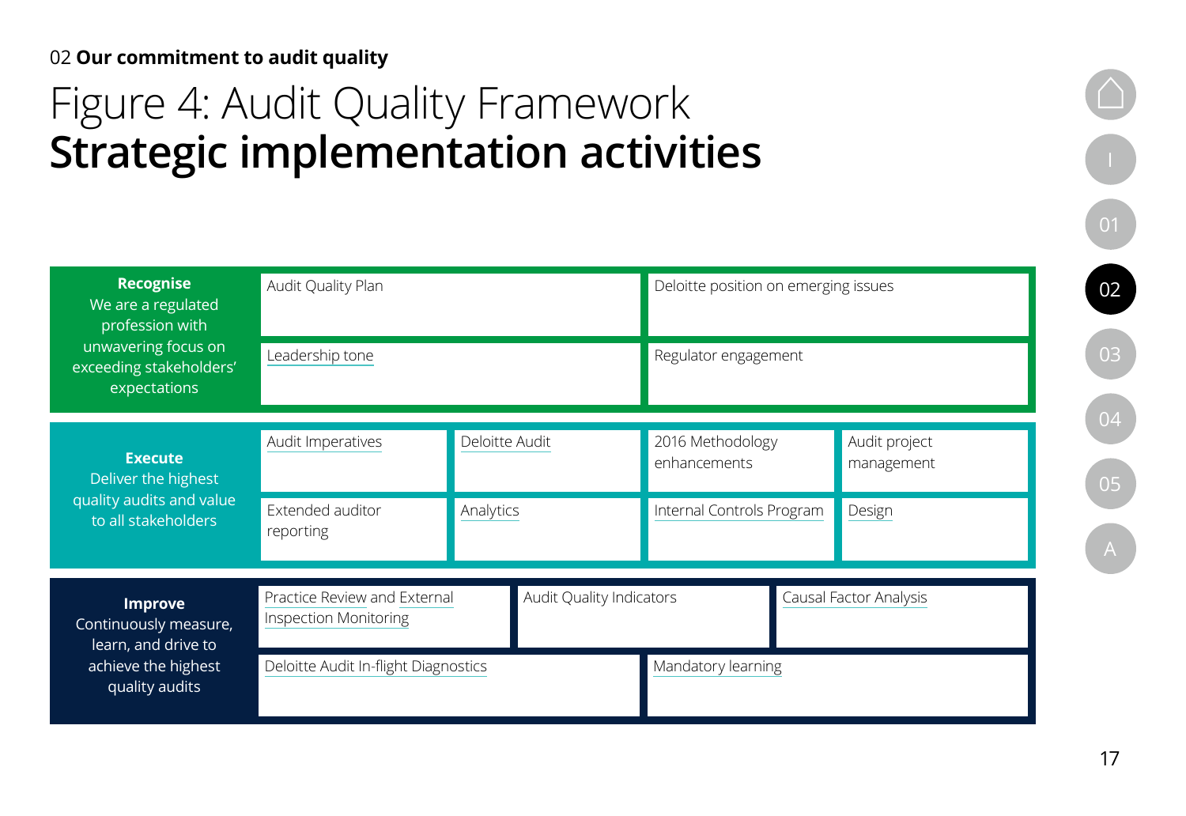02 **Our commitment to audit quality**

# Figure 4: Audit Quality Framework
# **Strategic implementation activities**

| | | | | |
|---|---|---|---|---|
| **Recognise** We are a regulated profession with unwavering focus on exceeding stakeholders' expectations | Audit Quality Plan | | Deloitte position on emerging issues | |
| | Leadership tone | | Regulator engagement | |
| **Execute** Deliver the highest quality audits and value to all stakeholders | Audit Imperatives | Deloitte Audit | 2016 Methodology enhancements | Audit project management |
| | Extended auditor reporting | Analytics | Internal Controls Program | Design |
| **Improve** Continuously measure, learn, and drive to achieve the highest quality audits | Practice Review and External Inspection Monitoring | Audit Quality Indicators | Causal Factor Analysis | |
| | Deloitte Audit In-flight Diagnostics | | Mandatory learning | |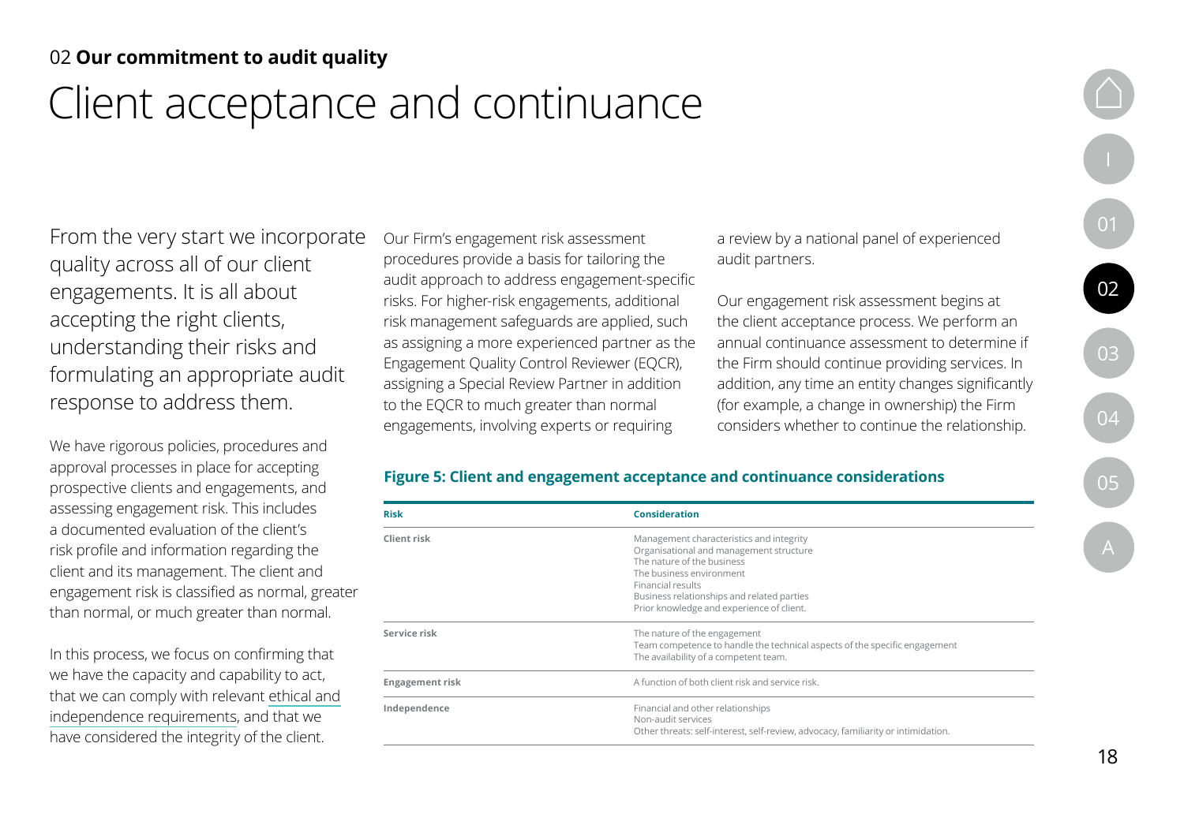02 **Our commitment to audit quality**

# Client acceptance and continuance

From the very start we incorporate quality across all of our client engagements. It is all about accepting the right clients, understanding their risks and formulating an appropriate audit response to address them.

We have rigorous policies, procedures and approval processes in place for accepting prospective clients and engagements, and assessing engagement risk. This includes a documented evaluation of the client's risk profile and information regarding the client and its management. The client and engagement risk is classified as normal, greater than normal, or much greater than normal.

In this process, we focus on confirming that we have the capacity and capability to act, that we can comply with relevant ethical and independence requirements, and that we have considered the integrity of the client.

Our Firm's engagement risk assessment procedures provide a basis for tailoring the audit approach to address engagement-specific risks. For higher-risk engagements, additional risk management safeguards are applied, such as assigning a more experienced partner as the Engagement Quality Control Reviewer (EQCR), assigning a Special Review Partner in addition to the EQCR to much greater than normal engagements, involving experts or requiring a review by a national panel of experienced audit partners.

Our engagement risk assessment begins at the client acceptance process. We perform an annual continuance assessment to determine if the Firm should continue providing services. In addition, any time an entity changes significantly (for example, a change in ownership) the Firm considers whether to continue the relationship.

**Figure 5: Client and engagement acceptance and continuance considerations**

| Risk | Consideration |
|---|---|
| Client risk | Management characteristics and integrity<br>Organisational and management structure<br>The nature of the business<br>The business environment<br>Financial results<br>Business relationships and related parties<br>Prior knowledge and experience of client. |
| Service risk | The nature of the engagement<br>Team competence to handle the technical aspects of the specific engagement<br>The availability of a competent team. |
| Engagement risk | A function of both client risk and service risk. |
| Independence | Financial and other relationships<br>Non-audit services<br>Other threats: self-interest, self-review, advocacy, familiarity or intimidation. |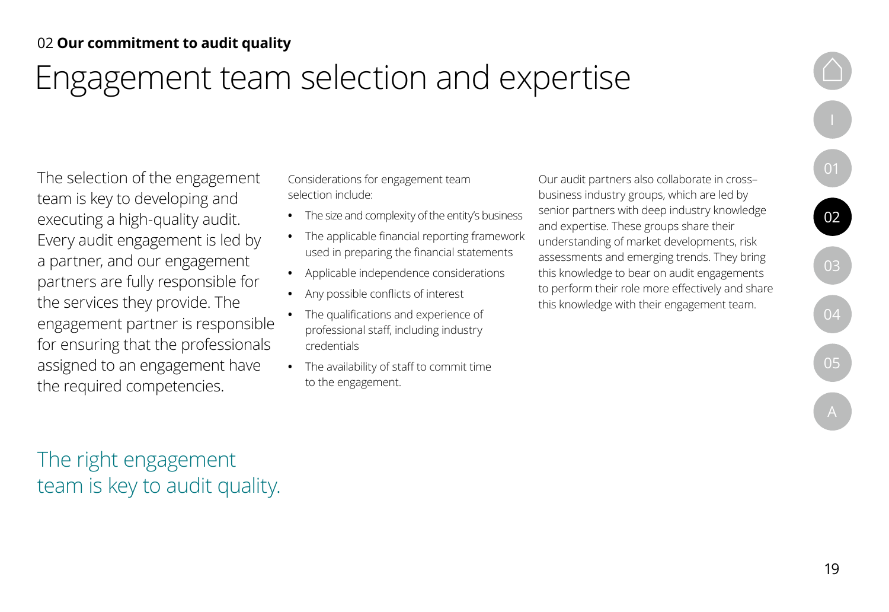02 **Our commitment to audit quality**

# Engagement team selection and expertise

The selection of the engagement team is key to developing and executing a high-quality audit. Every audit engagement is led by a partner, and our engagement partners are fully responsible for the services they provide. The engagement partner is responsible for ensuring that the professionals assigned to an engagement have the required competencies.

The right engagement team is key to audit quality.

Considerations for engagement team selection include:

- The size and complexity of the entity's business
- The applicable financial reporting framework used in preparing the financial statements
- Applicable independence considerations
- Any possible conflicts of interest
- The qualifications and experience of professional staff, including industry credentials
- The availability of staff to commit time to the engagement.

Our audit partners also collaborate in cross–business industry groups, which are led by senior partners with deep industry knowledge and expertise. These groups share their understanding of market developments, risk assessments and emerging trends. They bring this knowledge to bear on audit engagements to perform their role more effectively and share this knowledge with their engagement team.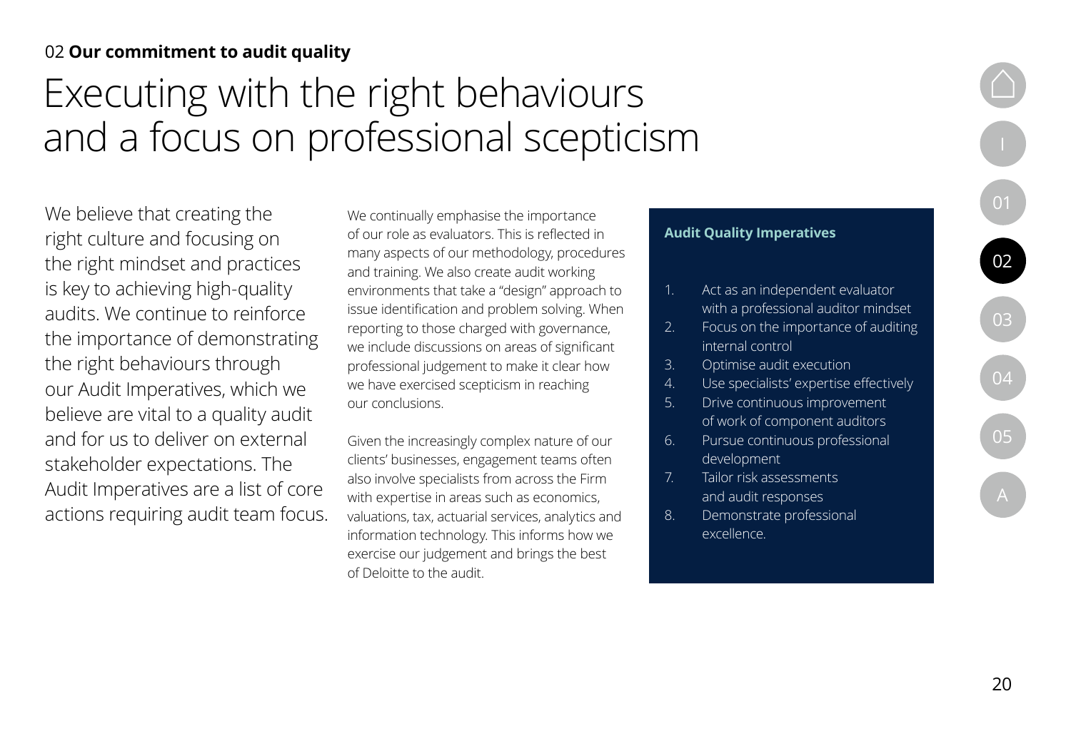02 **Our commitment to audit quality**

# Executing with the right behaviours and a focus on professional scepticism

We believe that creating the right culture and focusing on the right mindset and practices is key to achieving high-quality audits. We continue to reinforce the importance of demonstrating the right behaviours through our Audit Imperatives, which we believe are vital to a quality audit and for us to deliver on external stakeholder expectations. The Audit Imperatives are a list of core actions requiring audit team focus.

We continually emphasise the importance of our role as evaluators. This is reflected in many aspects of our methodology, procedures and training. We also create audit working environments that take a "design" approach to issue identification and problem solving. When reporting to those charged with governance, we include discussions on areas of significant professional judgement to make it clear how we have exercised scepticism in reaching our conclusions.

Given the increasingly complex nature of our clients' businesses, engagement teams often also involve specialists from across the Firm with expertise in areas such as economics, valuations, tax, actuarial services, analytics and information technology. This informs how we exercise our judgement and brings the best of Deloitte to the audit.

**Audit Quality Imperatives**

1. Act as an independent evaluator with a professional auditor mindset
2. Focus on the importance of auditing internal control
3. Optimise audit execution
4. Use specialists' expertise effectively
5. Drive continuous improvement of work of component auditors
6. Pursue continuous professional development
7. Tailor risk assessments and audit responses
8. Demonstrate professional excellence.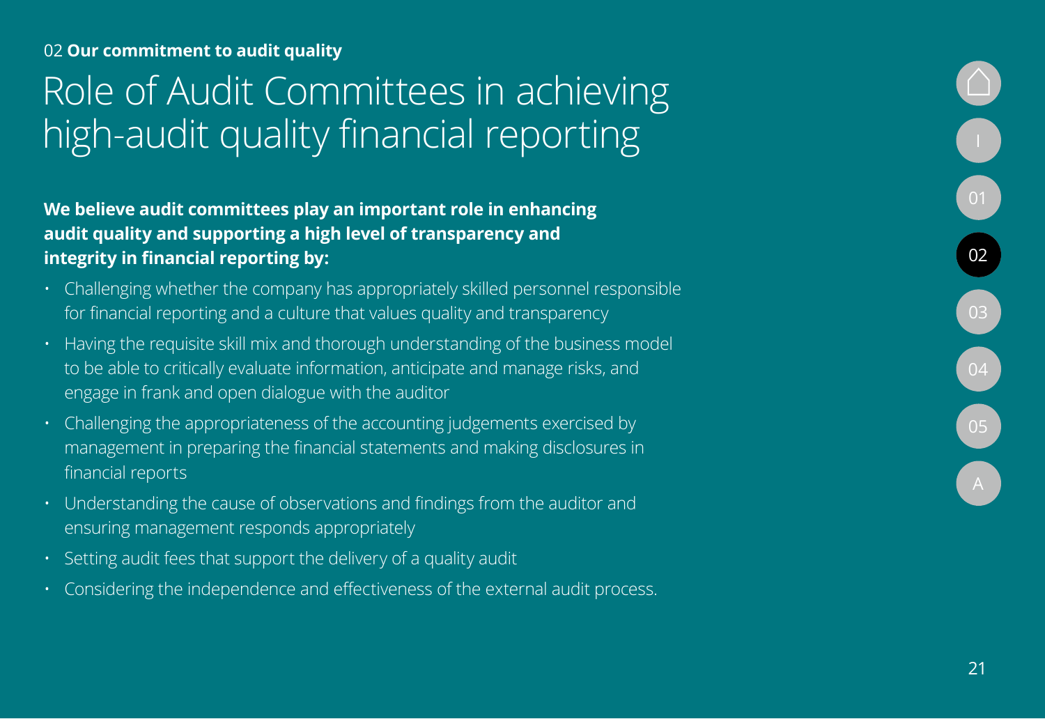02 **Our commitment to audit quality**

# Role of Audit Committees in achieving high-audit quality financial reporting

**We believe audit committees play an important role in enhancing audit quality and supporting a high level of transparency and integrity in financial reporting by:**

- Challenging whether the company has appropriately skilled personnel responsible for financial reporting and a culture that values quality and transparency
- Having the requisite skill mix and thorough understanding of the business model to be able to critically evaluate information, anticipate and manage risks, and engage in frank and open dialogue with the auditor
- Challenging the appropriateness of the accounting judgements exercised by management in preparing the financial statements and making disclosures in financial reports
- Understanding the cause of observations and findings from the auditor and ensuring management responds appropriately
- Setting audit fees that support the delivery of a quality audit
- Considering the independence and effectiveness of the external audit process.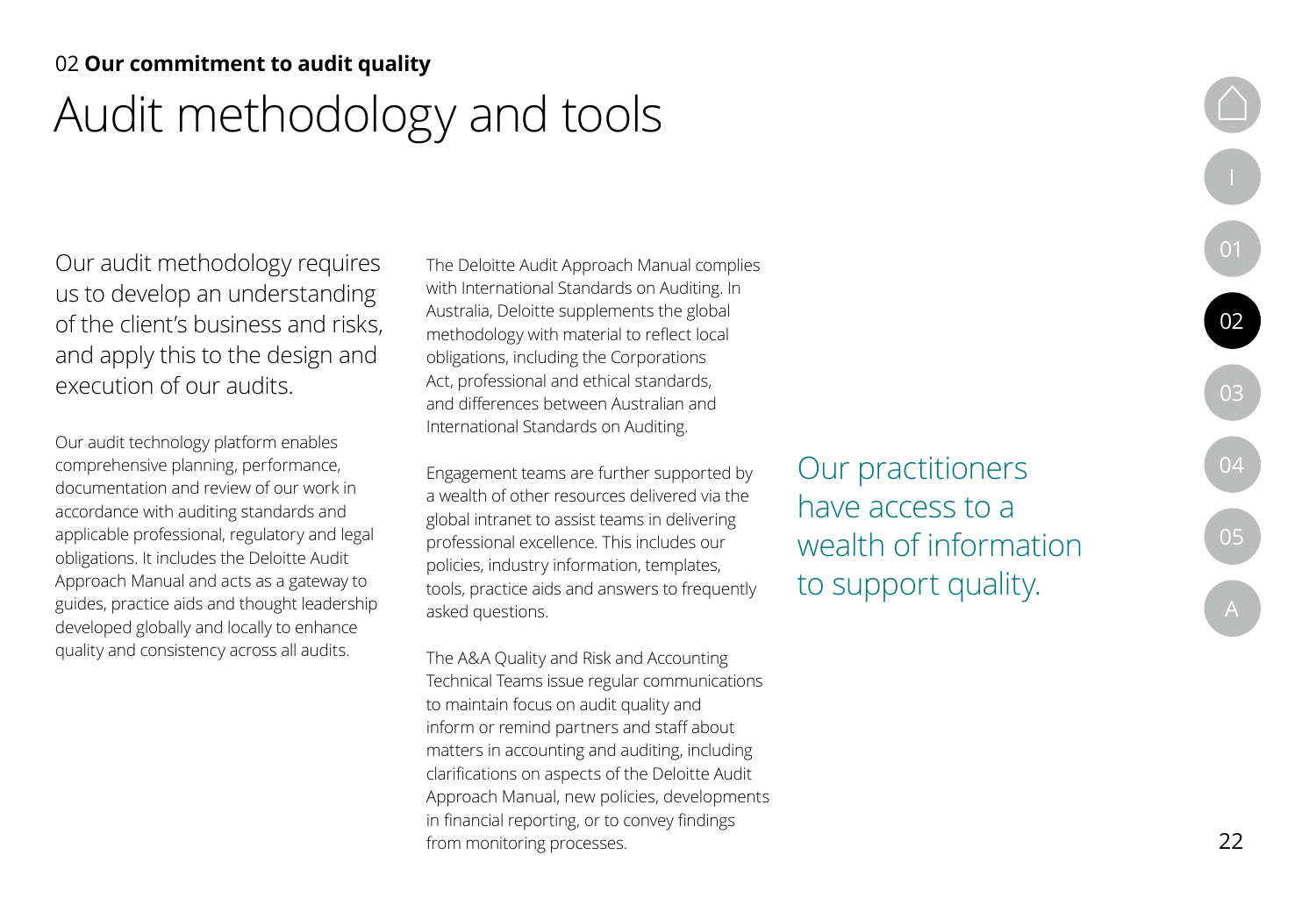02 **Our commitment to audit quality**

# Audit methodology and tools

Our audit methodology requires us to develop an understanding of the client's business and risks, and apply this to the design and execution of our audits.

Our audit technology platform enables comprehensive planning, performance, documentation and review of our work in accordance with auditing standards and applicable professional, regulatory and legal obligations. It includes the Deloitte Audit Approach Manual and acts as a gateway to guides, practice aids and thought leadership developed globally and locally to enhance quality and consistency across all audits.

The Deloitte Audit Approach Manual complies with International Standards on Auditing. In Australia, Deloitte supplements the global methodology with material to reflect local obligations, including the Corporations Act, professional and ethical standards, and differences between Australian and International Standards on Auditing.

Engagement teams are further supported by a wealth of other resources delivered via the global intranet to assist teams in delivering professional excellence. This includes our policies, industry information, templates, tools, practice aids and answers to frequently asked questions.

The A&A Quality and Risk and Accounting Technical Teams issue regular communications to maintain focus on audit quality and inform or remind partners and staff about matters in accounting and auditing, including clarifications on aspects of the Deloitte Audit Approach Manual, new policies, developments in financial reporting, or to convey findings from monitoring processes.

Our practitioners have access to a wealth of information to support quality.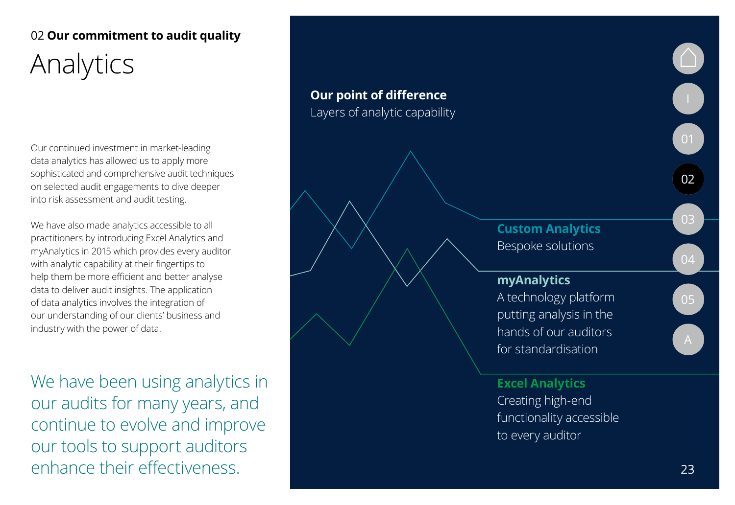02 **Our commitment to audit quality**

# Analytics

Our continued investment in market-leading data analytics has allowed us to apply more sophisticated and comprehensive audit techniques on selected audit engagements to dive deeper into risk assessment and audit testing.

We have also made analytics accessible to all practitioners by introducing Excel Analytics and myAnalytics in 2015 which provides every auditor with analytic capability at their fingertips to help them be more efficient and better analyse data to deliver audit insights. The application of data analytics involves the integration of our understanding of our clients' business and industry with the power of data.

We have been using analytics in our audits for many years, and continue to evolve and improve our tools to support auditors enhance their effectiveness.

**Our point of difference**

Layers of analytic capability

**Custom Analytics**

Bespoke solutions

**myAnalytics**

A technology platform putting analysis in the hands of our auditors for standardisation

**Excel Analytics**

Creating high-end functionality accessible to every auditor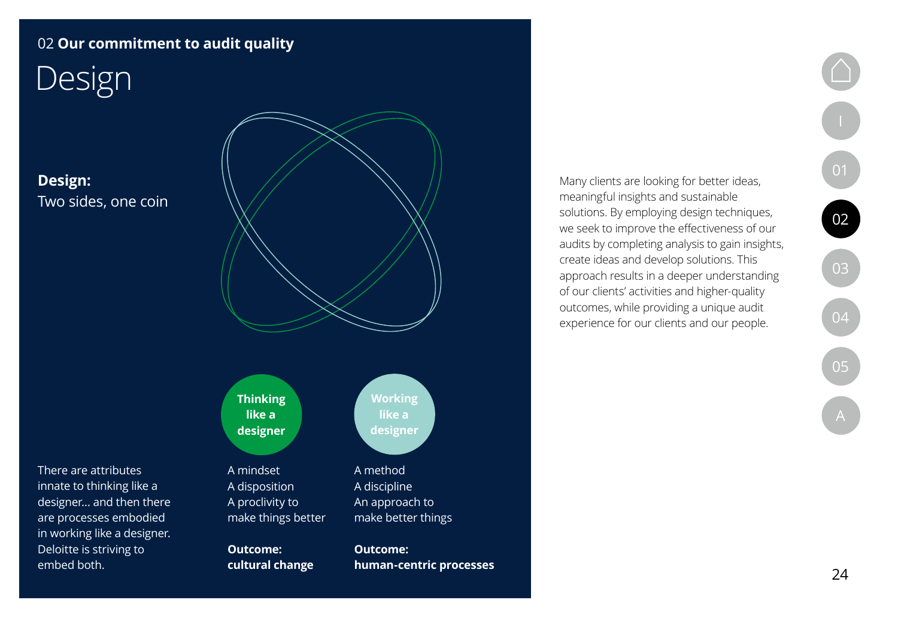02 **Our commitment to audit quality**

# Design

**Design:**
Two sides, one coin

**Thinking like a designer**

A mindset
A disposition
A proclivity to make things better

**Outcome: cultural change**

**Working like a designer**

A method
A discipline
An approach to make better things

**Outcome: human-centric processes**

There are attributes innate to thinking like a designer… and then there are processes embodied in working like a designer. Deloitte is striving to embed both.

Many clients are looking for better ideas, meaningful insights and sustainable solutions. By employing design techniques, we seek to improve the effectiveness of our audits by completing analysis to gain insights, create ideas and develop solutions. This approach results in a deeper understanding of our clients' activities and higher-quality outcomes, while providing a unique audit experience for our clients and our people.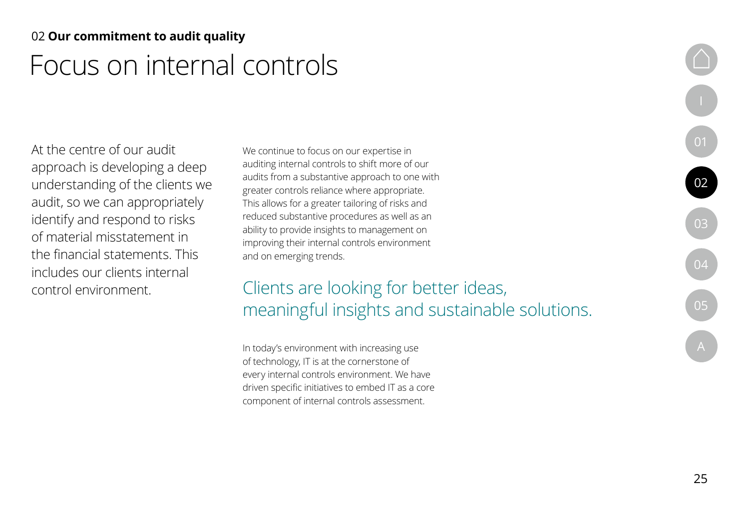02 **Our commitment to audit quality**

# Focus on internal controls

At the centre of our audit approach is developing a deep understanding of the clients we audit, so we can appropriately identify and respond to risks of material misstatement in the financial statements. This includes our clients internal control environment.

We continue to focus on our expertise in auditing internal controls to shift more of our audits from a substantive approach to one with greater controls reliance where appropriate. This allows for a greater tailoring of risks and reduced substantive procedures as well as an ability to provide insights to management on improving their internal controls environment and on emerging trends.

## Clients are looking for better ideas, meaningful insights and sustainable solutions.

In today's environment with increasing use of technology, IT is at the cornerstone of every internal controls environment. We have driven specific initiatives to embed IT as a core component of internal controls assessment.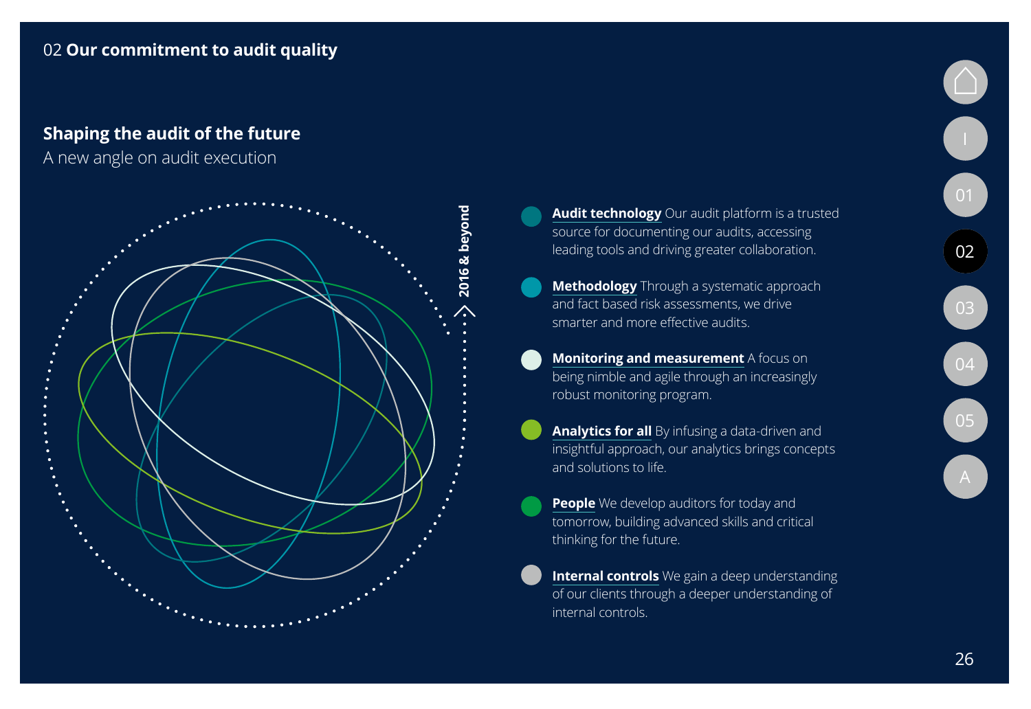## Shaping the audit of the future

A new angle on audit execution

2016 & beyond

- **Audit technology** Our audit platform is a trusted source for documenting our audits, accessing leading tools and driving greater collaboration.
- **Methodology** Through a systematic approach and fact based risk assessments, we drive smarter and more effective audits.
- **Monitoring and measurement** A focus on being nimble and agile through an increasingly robust monitoring program.
- **Analytics for all** By infusing a data-driven and insightful approach, our analytics brings concepts and solutions to life.
- **People** We develop auditors for today and tomorrow, building advanced skills and critical thinking for the future.
- **Internal controls** We gain a deep understanding of our clients through a deeper understanding of internal controls.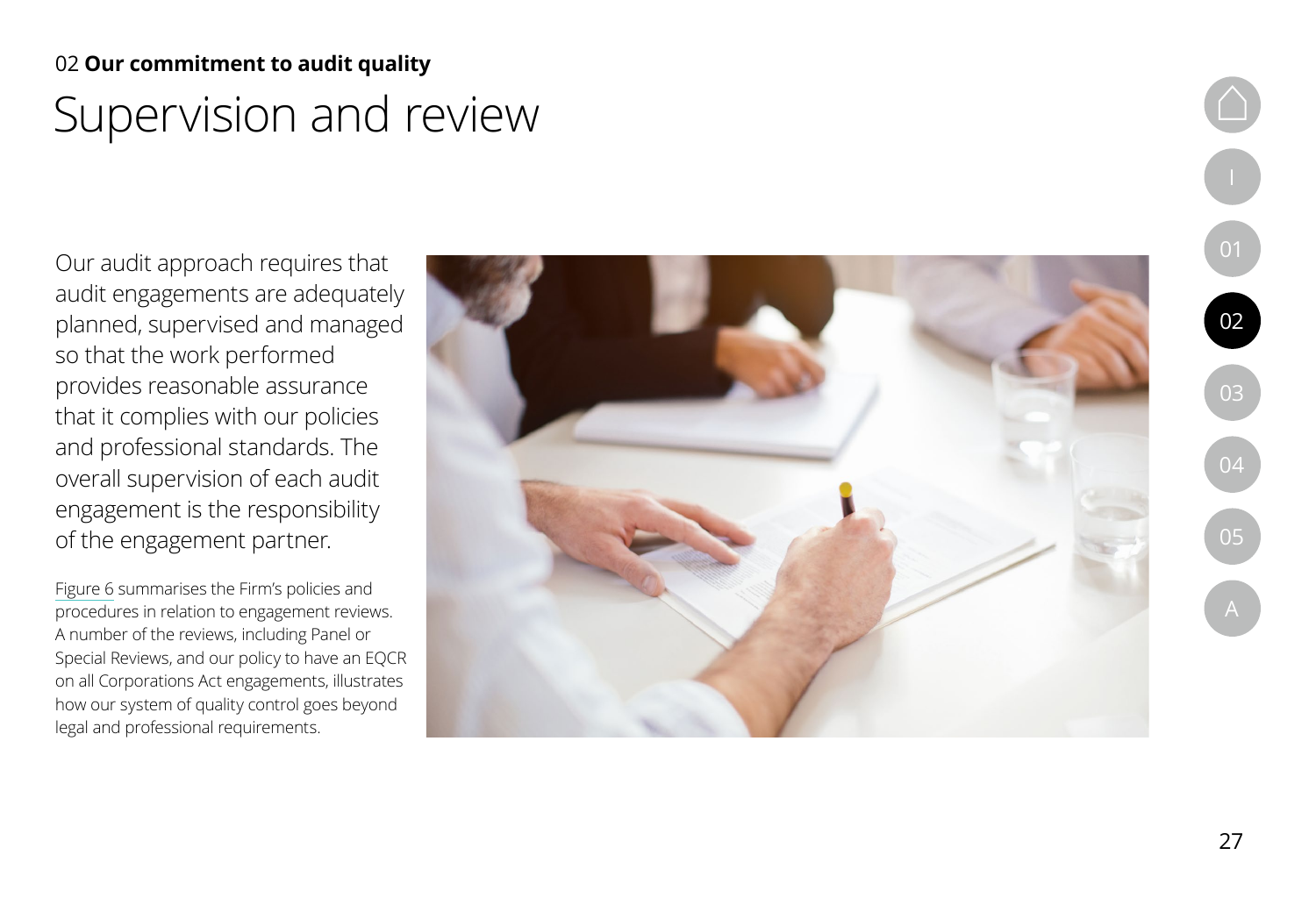02 **Our commitment to audit quality**

# Supervision and review

Our audit approach requires that audit engagements are adequately planned, supervised and managed so that the work performed provides reasonable assurance that it complies with our policies and professional standards. The overall supervision of each audit engagement is the responsibility of the engagement partner.

Figure 6 summarises the Firm's policies and procedures in relation to engagement reviews. A number of the reviews, including Panel or Special Reviews, and our policy to have an EQCR on all Corporations Act engagements, illustrates how our system of quality control goes beyond legal and professional requirements.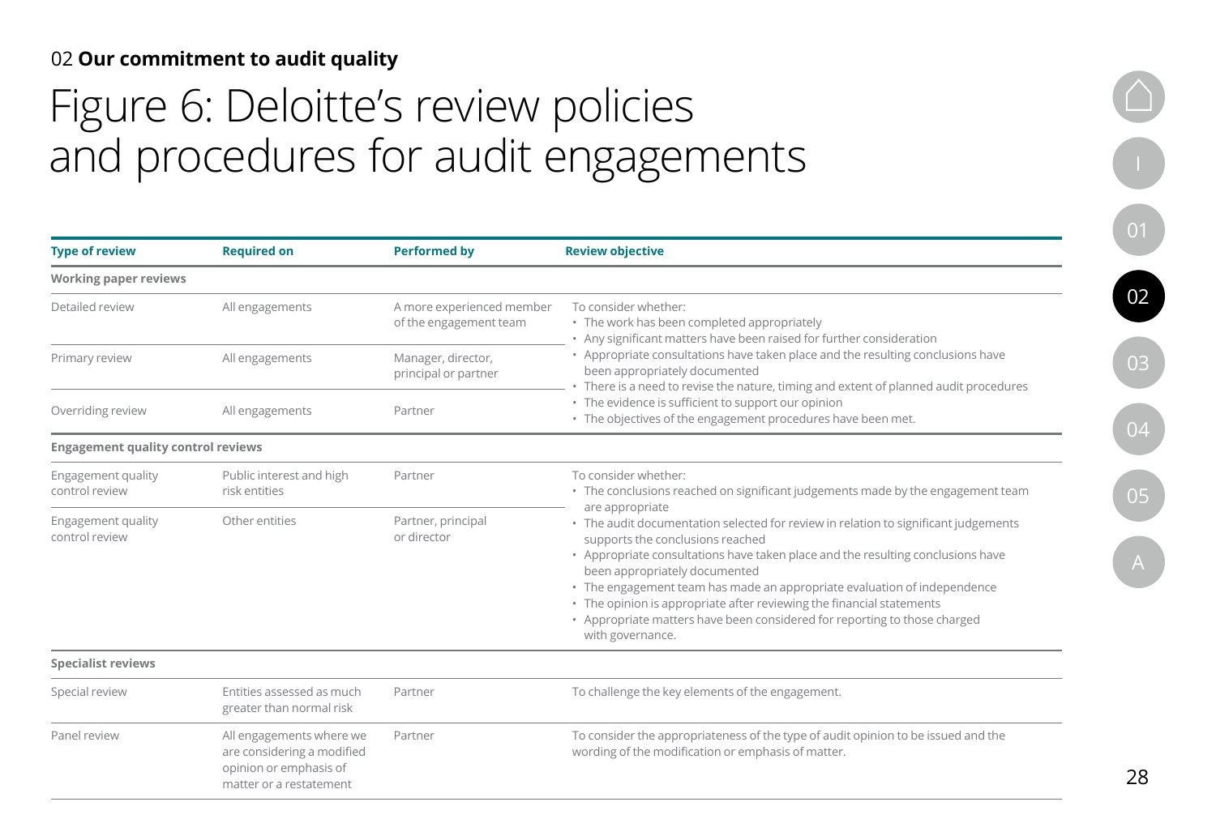02 **Our commitment to audit quality**

# Figure 6: Deloitte's review policies and procedures for audit engagements

| Type of review | Required on | Performed by | Review objective |
|---|---|---|---|
| **Working paper reviews** | | | |
| Detailed review | All engagements | A more experienced member of the engagement team | To consider whether:<br>• The work has been completed appropriately<br>• Any significant matters have been raised for further consideration<br>• Appropriate consultations have taken place and the resulting conclusions have been appropriately documented<br>• There is a need to revise the nature, timing and extent of planned audit procedures<br>• The evidence is sufficient to support our opinion<br>• The objectives of the engagement procedures have been met. |
| Primary review | All engagements | Manager, director, principal or partner | |
| Overriding review | All engagements | Partner | |
| **Engagement quality control reviews** | | | |
| Engagement quality control review | Public interest and high risk entities | Partner | To consider whether:<br>• The conclusions reached on significant judgements made by the engagement team are appropriate<br>• The audit documentation selected for review in relation to significant judgements supports the conclusions reached<br>• Appropriate consultations have taken place and the resulting conclusions have been appropriately documented<br>• The engagement team has made an appropriate evaluation of independence<br>• The opinion is appropriate after reviewing the financial statements<br>• Appropriate matters have been considered for reporting to those charged with governance. |
| Engagement quality control review | Other entities | Partner, principal or director | |
| **Specialist reviews** | | | |
| Special review | Entities assessed as much greater than normal risk | Partner | To challenge the key elements of the engagement. |
| Panel review | All engagements where we are considering a modified opinion or emphasis of matter or a restatement | Partner | To consider the appropriateness of the type of audit opinion to be issued and the wording of the modification or emphasis of matter. |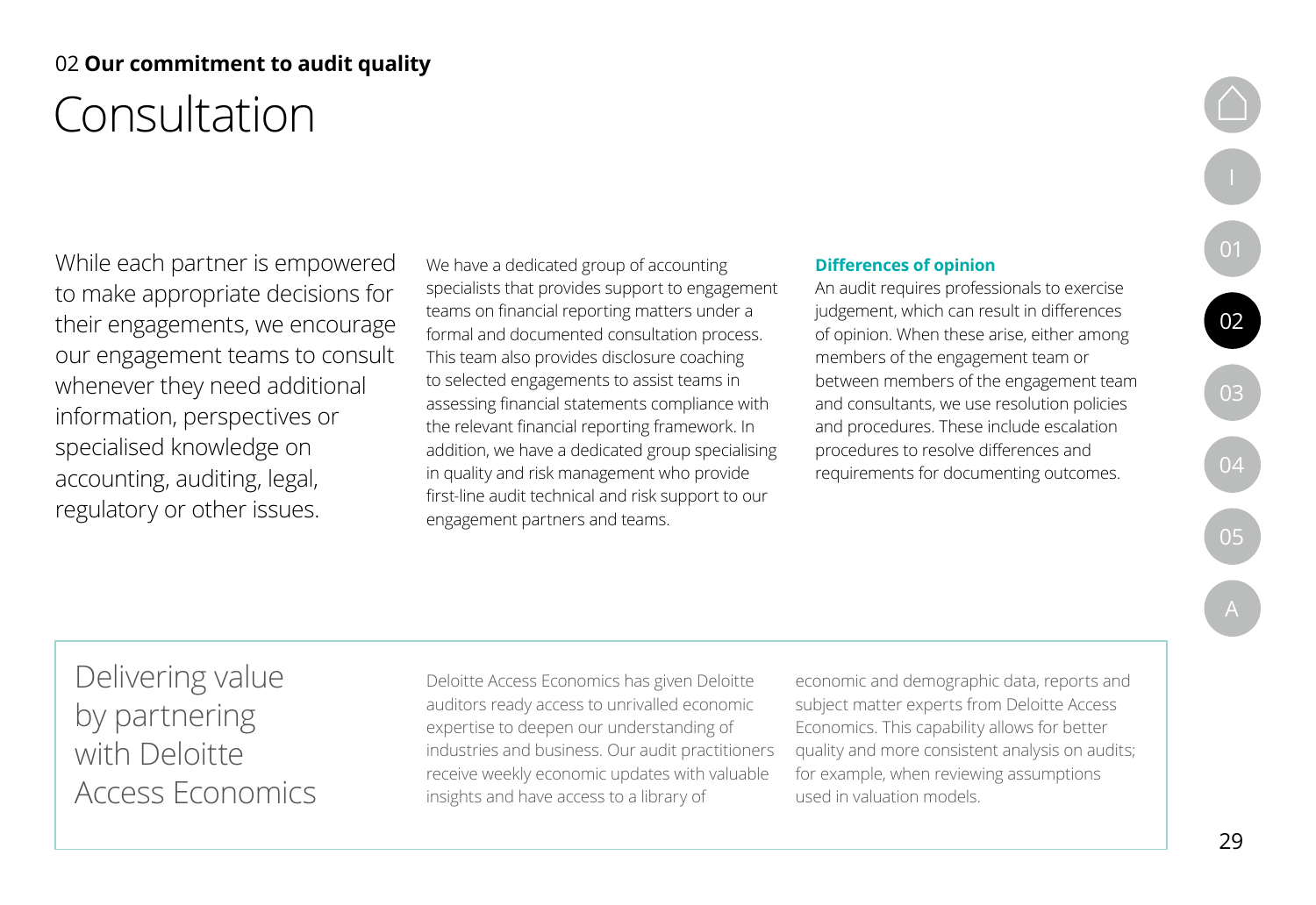02 **Our commitment to audit quality**

# Consultation

While each partner is empowered to make appropriate decisions for their engagements, we encourage our engagement teams to consult whenever they need additional information, perspectives or specialised knowledge on accounting, auditing, legal, regulatory or other issues.

We have a dedicated group of accounting specialists that provides support to engagement teams on financial reporting matters under a formal and documented consultation process. This team also provides disclosure coaching to selected engagements to assist teams in assessing financial statements compliance with the relevant financial reporting framework. In addition, we have a dedicated group specialising in quality and risk management who provide first-line audit technical and risk support to our engagement partners and teams.

### Differences of opinion

An audit requires professionals to exercise judgement, which can result in differences of opinion. When these arise, either among members of the engagement team or between members of the engagement team and consultants, we use resolution policies and procedures. These include escalation procedures to resolve differences and requirements for documenting outcomes.

## Delivering value by partnering with Deloitte Access Economics

Deloitte Access Economics has given Deloitte auditors ready access to unrivalled economic expertise to deepen our understanding of industries and business. Our audit practitioners receive weekly economic updates with valuable insights and have access to a library of economic and demographic data, reports and subject matter experts from Deloitte Access Economics. This capability allows for better quality and more consistent analysis on audits; for example, when reviewing assumptions used in valuation models.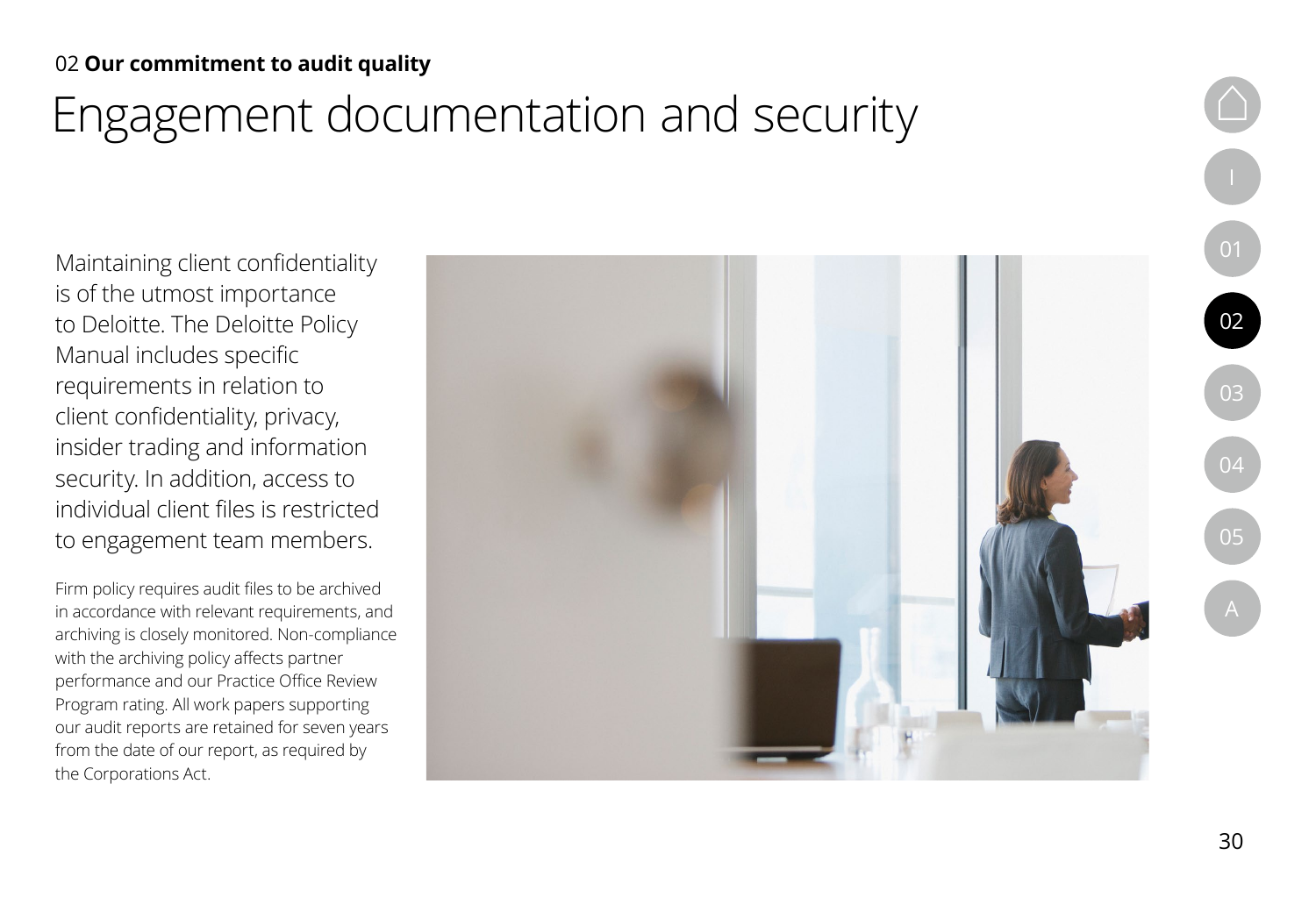02 **Our commitment to audit quality**

# Engagement documentation and security

Maintaining client confidentiality is of the utmost importance to Deloitte. The Deloitte Policy Manual includes specific requirements in relation to client confidentiality, privacy, insider trading and information security. In addition, access to individual client files is restricted to engagement team members.

Firm policy requires audit files to be archived in accordance with relevant requirements, and archiving is closely monitored. Non-compliance with the archiving policy affects partner performance and our Practice Office Review Program rating. All work papers supporting our audit reports are retained for seven years from the date of our report, as required by the Corporations Act.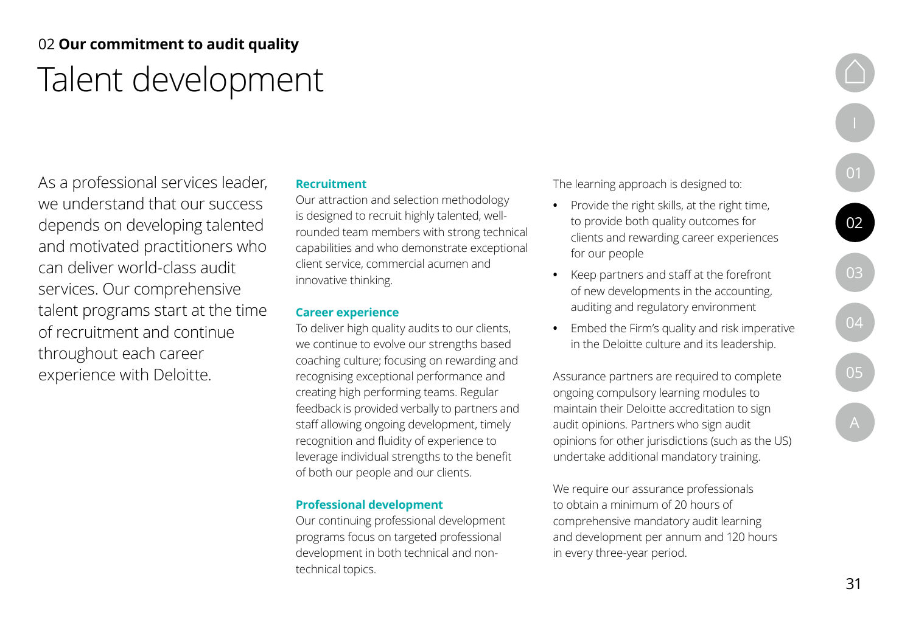02 **Our commitment to audit quality**

# Talent development

As a professional services leader, we understand that our success depends on developing talented and motivated practitioners who can deliver world-class audit services. Our comprehensive talent programs start at the time of recruitment and continue throughout each career experience with Deloitte.

### Recruitment

Our attraction and selection methodology is designed to recruit highly talented, well-rounded team members with strong technical capabilities and who demonstrate exceptional client service, commercial acumen and innovative thinking.

### Career experience

To deliver high quality audits to our clients, we continue to evolve our strengths based coaching culture; focusing on rewarding and recognising exceptional performance and creating high performing teams. Regular feedback is provided verbally to partners and staff allowing ongoing development, timely recognition and fluidity of experience to leverage individual strengths to the benefit of both our people and our clients.

### Professional development

Our continuing professional development programs focus on targeted professional development in both technical and non-technical topics.

The learning approach is designed to:

- Provide the right skills, at the right time, to provide both quality outcomes for clients and rewarding career experiences for our people
- Keep partners and staff at the forefront of new developments in the accounting, auditing and regulatory environment
- Embed the Firm's quality and risk imperative in the Deloitte culture and its leadership.

Assurance partners are required to complete ongoing compulsory learning modules to maintain their Deloitte accreditation to sign audit opinions. Partners who sign audit opinions for other jurisdictions (such as the US) undertake additional mandatory training.

We require our assurance professionals to obtain a minimum of 20 hours of comprehensive mandatory audit learning and development per annum and 120 hours in every three-year period.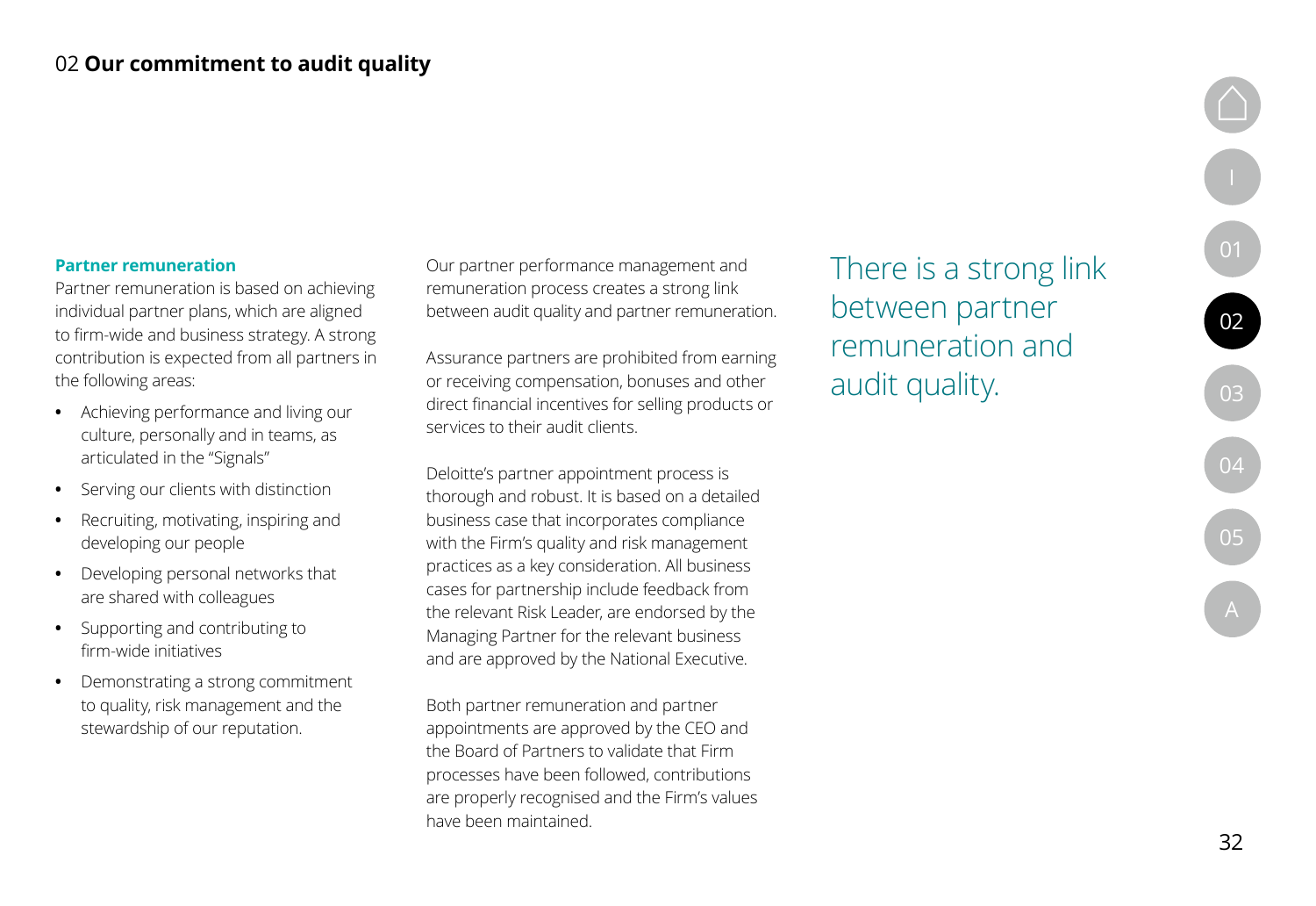## Partner remuneration

Partner remuneration is based on achieving individual partner plans, which are aligned to firm-wide and business strategy. A strong contribution is expected from all partners in the following areas:

- Achieving performance and living our culture, personally and in teams, as articulated in the "Signals"
- Serving our clients with distinction
- Recruiting, motivating, inspiring and developing our people
- Developing personal networks that are shared with colleagues
- Supporting and contributing to firm-wide initiatives
- Demonstrating a strong commitment to quality, risk management and the stewardship of our reputation.

Our partner performance management and remuneration process creates a strong link between audit quality and partner remuneration.

Assurance partners are prohibited from earning or receiving compensation, bonuses and other direct financial incentives for selling products or services to their audit clients.

Deloitte's partner appointment process is thorough and robust. It is based on a detailed business case that incorporates compliance with the Firm's quality and risk management practices as a key consideration. All business cases for partnership include feedback from the relevant Risk Leader, are endorsed by the Managing Partner for the relevant business and are approved by the National Executive.

Both partner remuneration and partner appointments are approved by the CEO and the Board of Partners to validate that Firm processes have been followed, contributions are properly recognised and the Firm's values have been maintained.

> There is a strong link between partner remuneration and audit quality.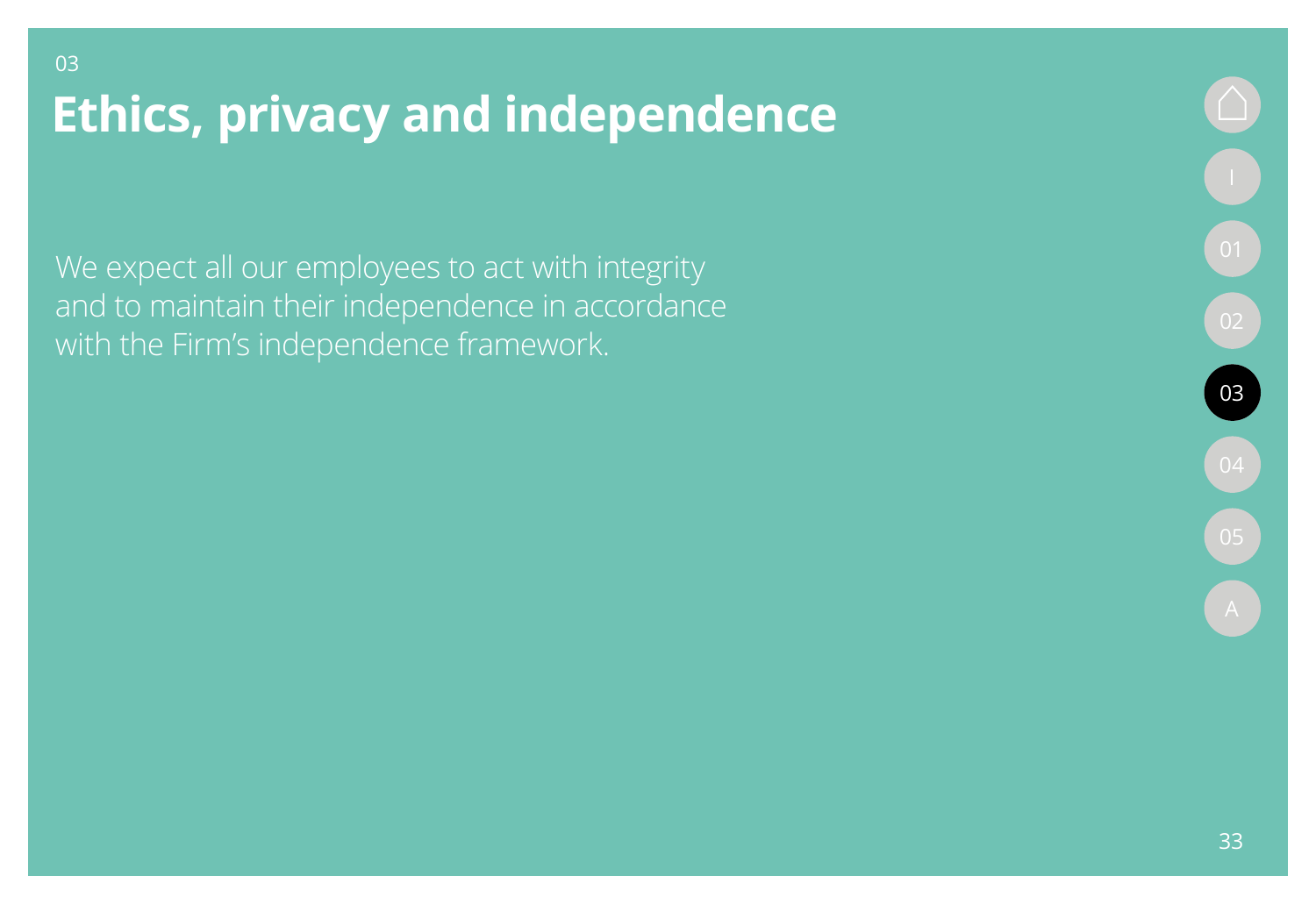03

# Ethics, privacy and independence

We expect all our employees to act with integrity and to maintain their independence in accordance with the Firm's independence framework.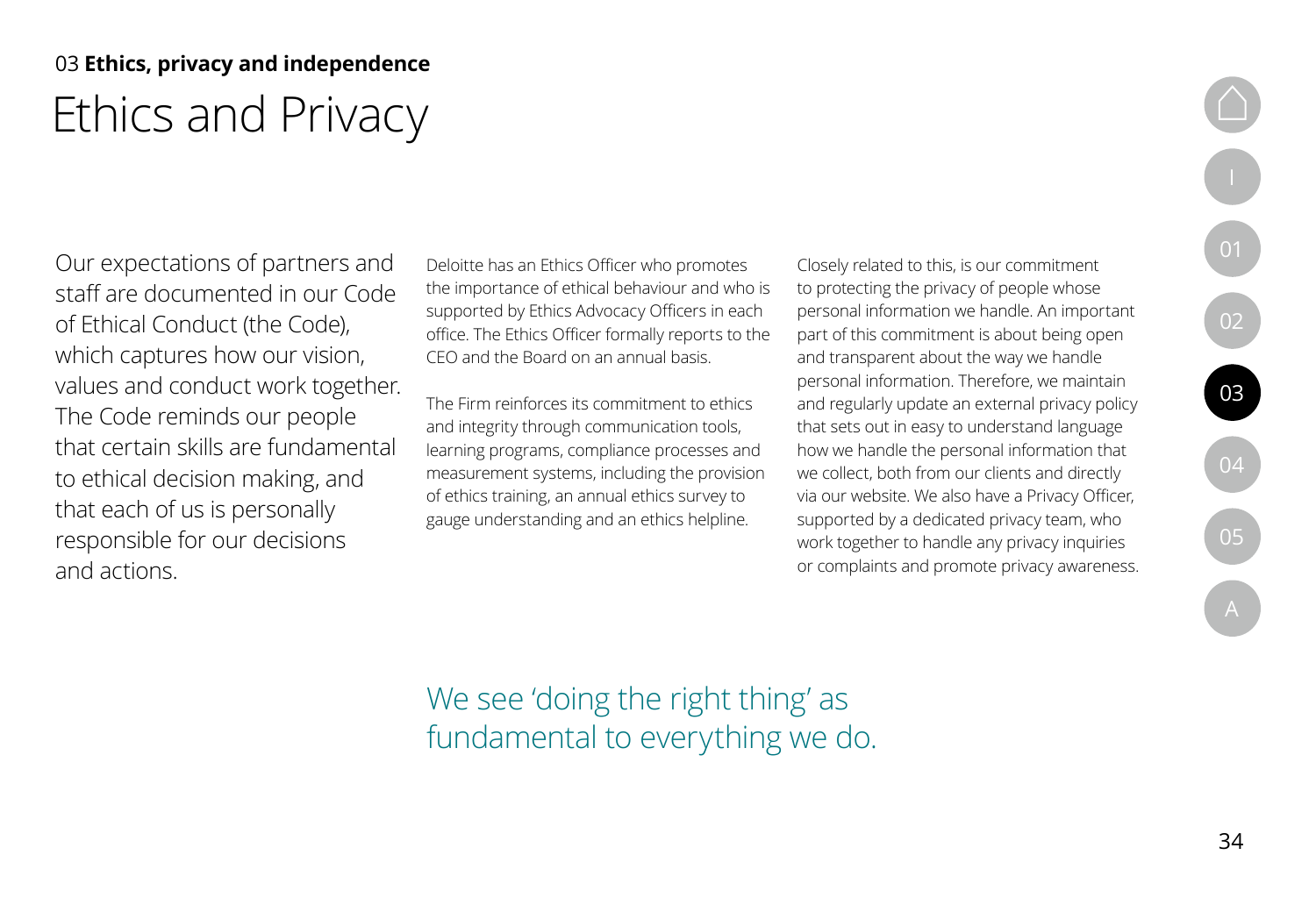03 **Ethics, privacy and independence**

# Ethics and Privacy

Our expectations of partners and staff are documented in our Code of Ethical Conduct (the Code), which captures how our vision, values and conduct work together. The Code reminds our people that certain skills are fundamental to ethical decision making, and that each of us is personally responsible for our decisions and actions.

Deloitte has an Ethics Officer who promotes the importance of ethical behaviour and who is supported by Ethics Advocacy Officers in each office. The Ethics Officer formally reports to the CEO and the Board on an annual basis.

The Firm reinforces its commitment to ethics and integrity through communication tools, learning programs, compliance processes and measurement systems, including the provision of ethics training, an annual ethics survey to gauge understanding and an ethics helpline.

Closely related to this, is our commitment to protecting the privacy of people whose personal information we handle. An important part of this commitment is about being open and transparent about the way we handle personal information. Therefore, we maintain and regularly update an external privacy policy that sets out in easy to understand language how we handle the personal information that we collect, both from our clients and directly via our website. We also have a Privacy Officer, supported by a dedicated privacy team, who work together to handle any privacy inquiries or complaints and promote privacy awareness.

We see 'doing the right thing' as fundamental to everything we do.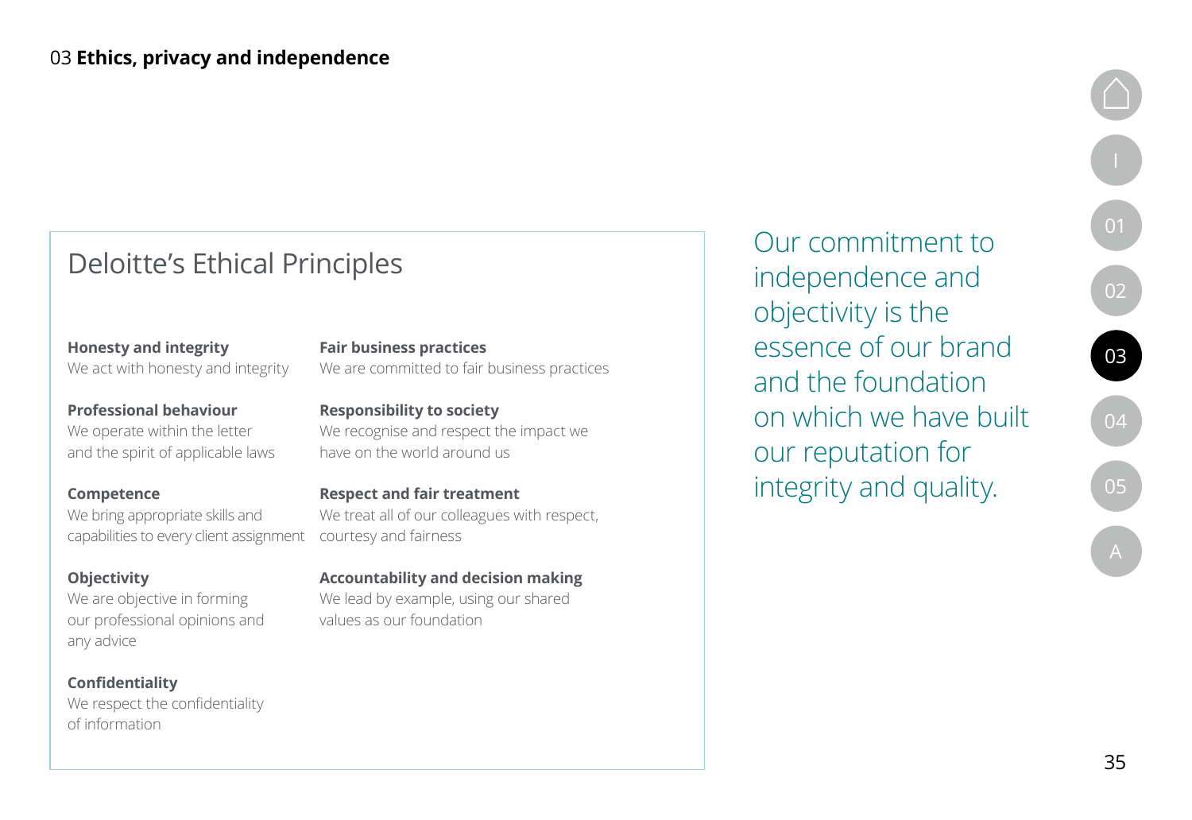## Deloitte's Ethical Principles

**Honesty and integrity**
We act with honesty and integrity

**Professional behaviour**
We operate within the letter and the spirit of applicable laws

**Competence**
We bring appropriate skills and capabilities to every client assignment

**Objectivity**
We are objective in forming our professional opinions and any advice

**Confidentiality**
We respect the confidentiality of information

**Fair business practices**
We are committed to fair business practices

**Responsibility to society**
We recognise and respect the impact we have on the world around us

**Respect and fair treatment**
We treat all of our colleagues with respect, courtesy and fairness

**Accountability and decision making**
We lead by example, using our shared values as our foundation

Our commitment to independence and objectivity is the essence of our brand and the foundation on which we have built our reputation for integrity and quality.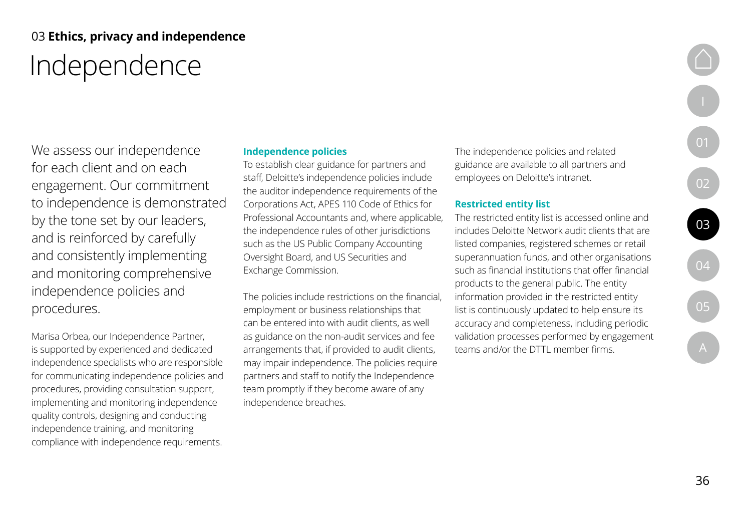03 **Ethics, privacy and independence**

# Independence

We assess our independence for each client and on each engagement. Our commitment to independence is demonstrated by the tone set by our leaders, and is reinforced by carefully and consistently implementing and monitoring comprehensive independence policies and procedures.

Marisa Orbea, our Independence Partner, is supported by experienced and dedicated independence specialists who are responsible for communicating independence policies and procedures, providing consultation support, implementing and monitoring independence quality controls, designing and conducting independence training, and monitoring compliance with independence requirements.

### Independence policies

To establish clear guidance for partners and staff, Deloitte's independence policies include the auditor independence requirements of the Corporations Act, APES 110 Code of Ethics for Professional Accountants and, where applicable, the independence rules of other jurisdictions such as the US Public Company Accounting Oversight Board, and US Securities and Exchange Commission.

The policies include restrictions on the financial, employment or business relationships that can be entered into with audit clients, as well as guidance on the non-audit services and fee arrangements that, if provided to audit clients, may impair independence. The policies require partners and staff to notify the Independence team promptly if they become aware of any independence breaches.

The independence policies and related guidance are available to all partners and employees on Deloitte's intranet.

### Restricted entity list

The restricted entity list is accessed online and includes Deloitte Network audit clients that are listed companies, registered schemes or retail superannuation funds, and other organisations such as financial institutions that offer financial products to the general public. The entity information provided in the restricted entity list is continuously updated to help ensure its accuracy and completeness, including periodic validation processes performed by engagement teams and/or the DTTL member firms.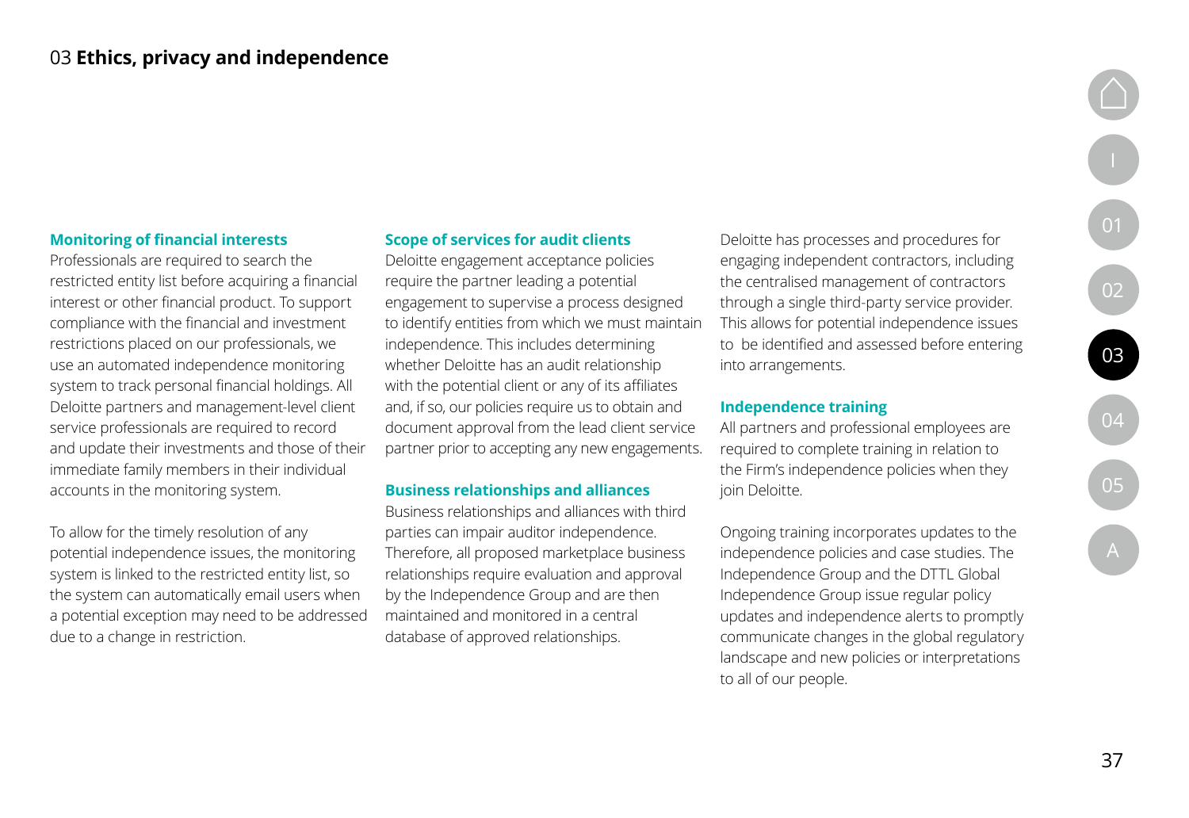## Monitoring of financial interests

Professionals are required to search the restricted entity list before acquiring a financial interest or other financial product. To support compliance with the financial and investment restrictions placed on our professionals, we use an automated independence monitoring system to track personal financial holdings. All Deloitte partners and management-level client service professionals are required to record and update their investments and those of their immediate family members in their individual accounts in the monitoring system.

To allow for the timely resolution of any potential independence issues, the monitoring system is linked to the restricted entity list, so the system can automatically email users when a potential exception may need to be addressed due to a change in restriction.

## Scope of services for audit clients

Deloitte engagement acceptance policies require the partner leading a potential engagement to supervise a process designed to identify entities from which we must maintain independence. This includes determining whether Deloitte has an audit relationship with the potential client or any of its affiliates and, if so, our policies require us to obtain and document approval from the lead client service partner prior to accepting any new engagements.

## Business relationships and alliances

Business relationships and alliances with third parties can impair auditor independence. Therefore, all proposed marketplace business relationships require evaluation and approval by the Independence Group and are then maintained and monitored in a central database of approved relationships.

Deloitte has processes and procedures for engaging independent contractors, including the centralised management of contractors through a single third-party service provider. This allows for potential independence issues to be identified and assessed before entering into arrangements.

## Independence training

All partners and professional employees are required to complete training in relation to the Firm's independence policies when they join Deloitte.

Ongoing training incorporates updates to the independence policies and case studies. The Independence Group and the DTTL Global Independence Group issue regular policy updates and independence alerts to promptly communicate changes in the global regulatory landscape and new policies or interpretations to all of our people.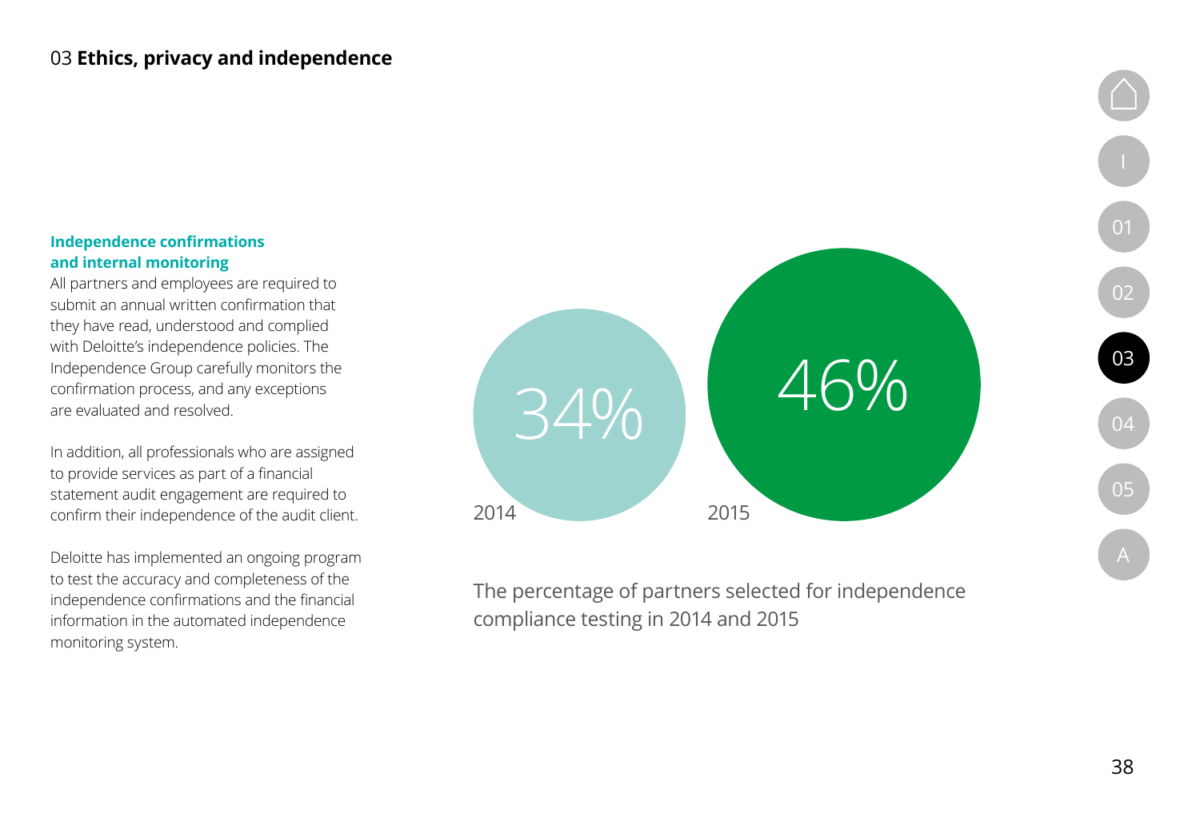# 03 **Ethics, privacy and independence**

### Independence confirmations and internal monitoring

All partners and employees are required to submit an annual written confirmation that they have read, understood and complied with Deloitte's independence policies. The Independence Group carefully monitors the confirmation process, and any exceptions are evaluated and resolved.

In addition, all professionals who are assigned to provide services as part of a financial statement audit engagement are required to confirm their independence of the audit client.

Deloitte has implemented an ongoing program to test the accuracy and completeness of the independence confirmations and the financial information in the automated independence monitoring system.

| 2014 | 2015 |
|---|---|
| 34% | 46% |

The percentage of partners selected for independence compliance testing in 2014 and 2015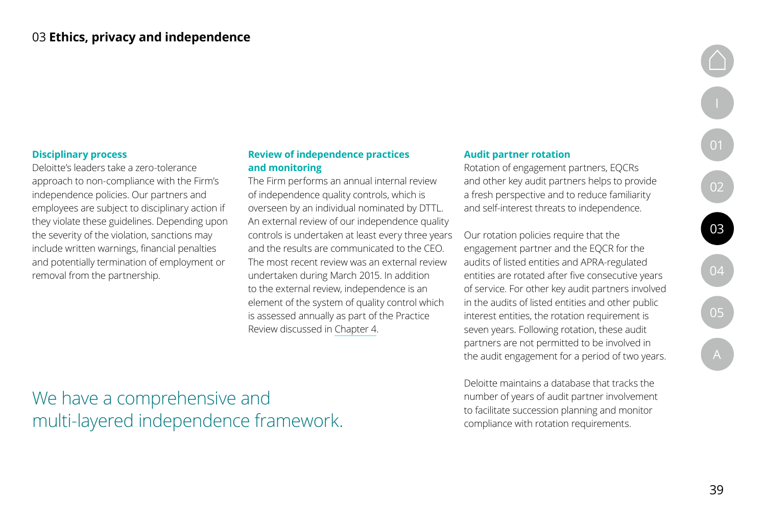## Disciplinary process

Deloitte's leaders take a zero-tolerance approach to non-compliance with the Firm's independence policies. Our partners and employees are subject to disciplinary action if they violate these guidelines. Depending upon the severity of the violation, sanctions may include written warnings, financial penalties and potentially termination of employment or removal from the partnership.

## Review of independence practices and monitoring

The Firm performs an annual internal review of independence quality controls, which is overseen by an individual nominated by DTTL. An external review of our independence quality controls is undertaken at least every three years and the results are communicated to the CEO. The most recent review was an external review undertaken during March 2015. In addition to the external review, independence is an element of the system of quality control which is assessed annually as part of the Practice Review discussed in Chapter 4.

We have a comprehensive and multi-layered independence framework.

## Audit partner rotation

Rotation of engagement partners, EQCRs and other key audit partners helps to provide a fresh perspective and to reduce familiarity and self-interest threats to independence.

Our rotation policies require that the engagement partner and the EQCR for the audits of listed entities and APRA-regulated entities are rotated after five consecutive years of service. For other key audit partners involved in the audits of listed entities and other public interest entities, the rotation requirement is seven years. Following rotation, these audit partners are not permitted to be involved in the audit engagement for a period of two years.

Deloitte maintains a database that tracks the number of years of audit partner involvement to facilitate succession planning and monitor compliance with rotation requirements.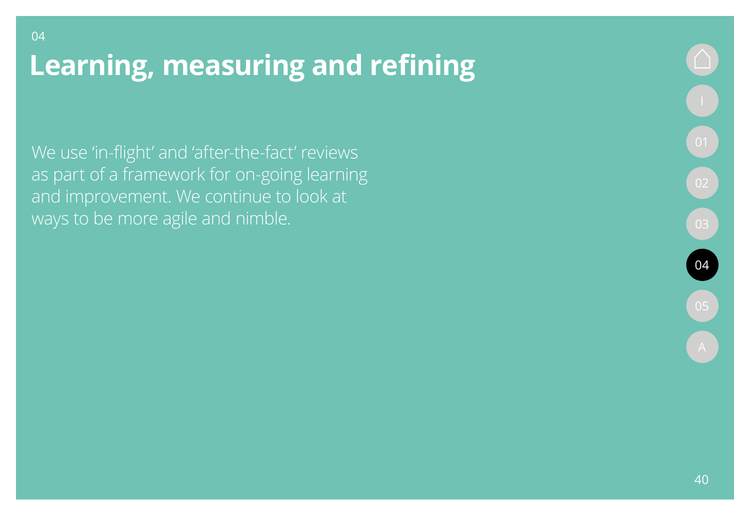04

# Learning, measuring and refining

We use 'in-flight' and 'after-the-fact' reviews as part of a framework for on-going learning and improvement. We continue to look at ways to be more agile and nimble.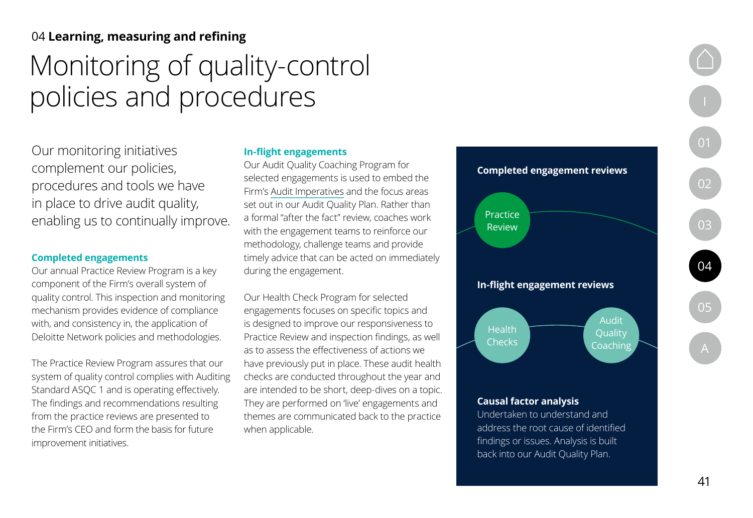04 **Learning, measuring and refining**

# Monitoring of quality-control policies and procedures

Our monitoring initiatives complement our policies, procedures and tools we have in place to drive audit quality, enabling us to continually improve.

### Completed engagements

Our annual Practice Review Program is a key component of the Firm's overall system of quality control. This inspection and monitoring mechanism provides evidence of compliance with, and consistency in, the application of Deloitte Network policies and methodologies.

The Practice Review Program assures that our system of quality control complies with Auditing Standard ASQC 1 and is operating effectively. The findings and recommendations resulting from the practice reviews are presented to the Firm's CEO and form the basis for future improvement initiatives.

### In-flight engagements

Our Audit Quality Coaching Program for selected engagements is used to embed the Firm's Audit Imperatives and the focus areas set out in our Audit Quality Plan. Rather than a formal "after the fact" review, coaches work with the engagement teams to reinforce our methodology, challenge teams and provide timely advice that can be acted on immediately during the engagement.

Our Health Check Program for selected engagements focuses on specific topics and is designed to improve our responsiveness to Practice Review and inspection findings, as well as to assess the effectiveness of actions we have previously put in place. These audit health checks are conducted throughout the year and are intended to be short, deep-dives on a topic. They are performed on 'live' engagements and themes are communicated back to the practice when applicable.

**Completed engagement reviews**

Practice Review

**In-flight engagement reviews**

Health Checks

Audit Quality Coaching

**Causal factor analysis**

Undertaken to understand and address the root cause of identified findings or issues. Analysis is built back into our Audit Quality Plan.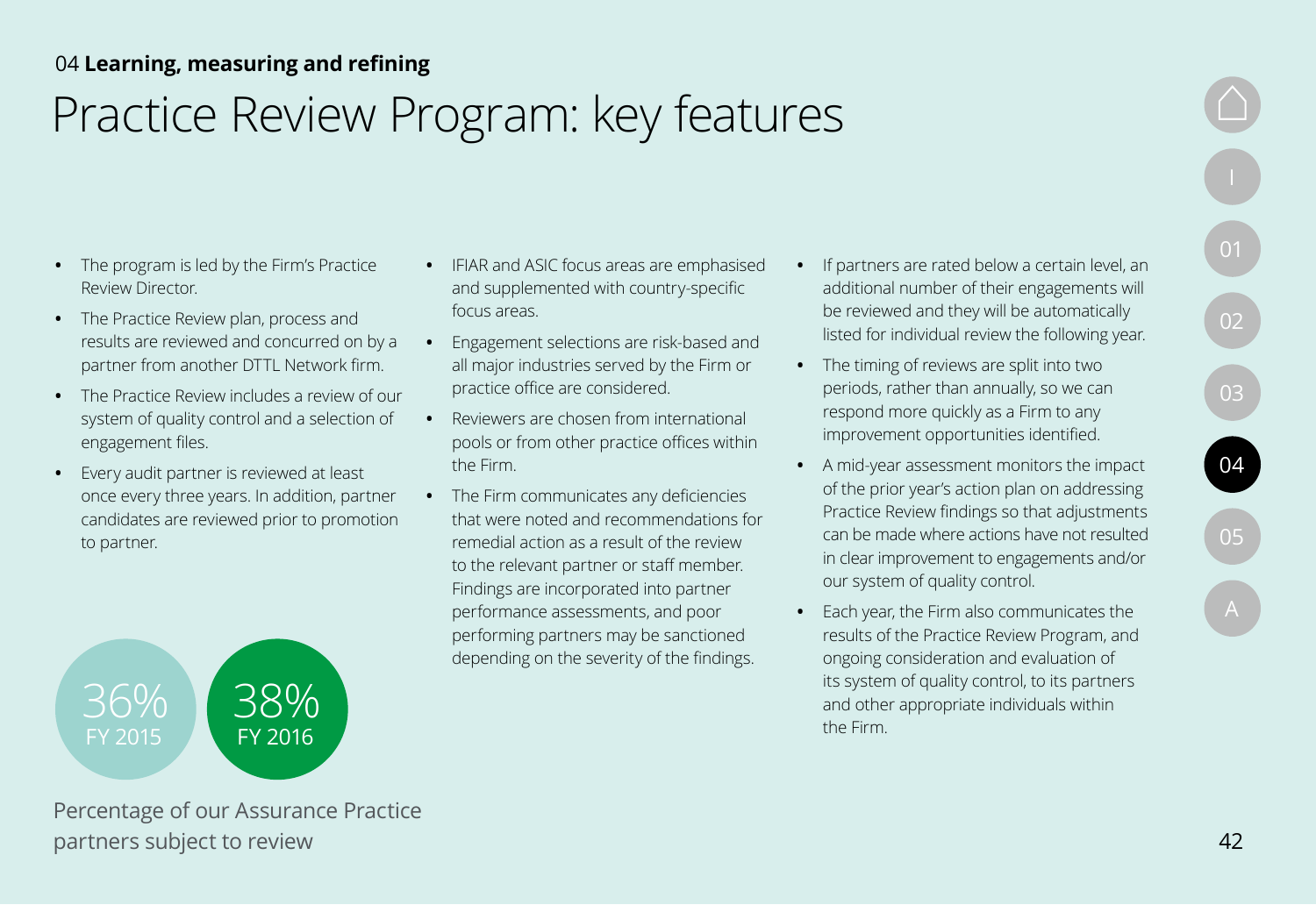04 **Learning, measuring and refining**

# Practice Review Program: key features

- The program is led by the Firm's Practice Review Director.
- The Practice Review plan, process and results are reviewed and concurred on by a partner from another DTTL Network firm.
- The Practice Review includes a review of our system of quality control and a selection of engagement files.
- Every audit partner is reviewed at least once every three years. In addition, partner candidates are reviewed prior to promotion to partner.
- IFIAR and ASIC focus areas are emphasised and supplemented with country-specific focus areas.
- Engagement selections are risk-based and all major industries served by the Firm or practice office are considered.
- Reviewers are chosen from international pools or from other practice offices within the Firm.
- The Firm communicates any deficiencies that were noted and recommendations for remedial action as a result of the review to the relevant partner or staff member. Findings are incorporated into partner performance assessments, and poor performing partners may be sanctioned depending on the severity of the findings.
- If partners are rated below a certain level, an additional number of their engagements will be reviewed and they will be automatically listed for individual review the following year.
- The timing of reviews are split into two periods, rather than annually, so we can respond more quickly as a Firm to any improvement opportunities identified.
- A mid-year assessment monitors the impact of the prior year's action plan on addressing Practice Review findings so that adjustments can be made where actions have not resulted in clear improvement to engagements and/or our system of quality control.
- Each year, the Firm also communicates the results of the Practice Review Program, and ongoing consideration and evaluation of its system of quality control, to its partners and other appropriate individuals within the Firm.

36% FY 2015

38% FY 2016

Percentage of our Assurance Practice partners subject to review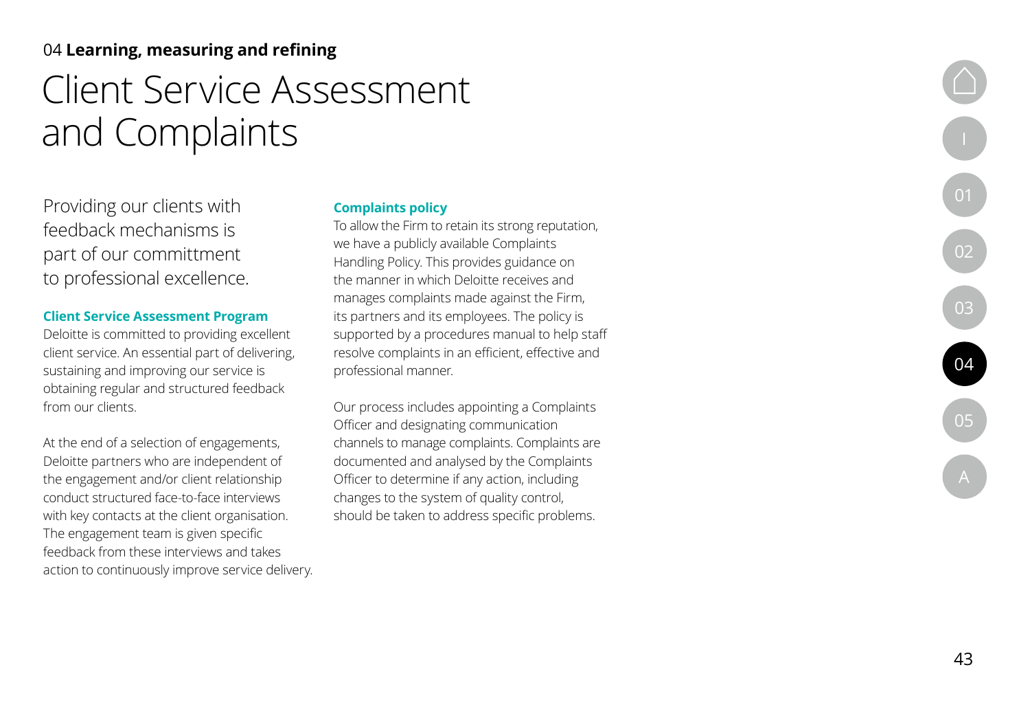04 **Learning, measuring and refining**

# Client Service Assessment and Complaints

Providing our clients with feedback mechanisms is part of our committment to professional excellence.

### Client Service Assessment Program

Deloitte is committed to providing excellent client service. An essential part of delivering, sustaining and improving our service is obtaining regular and structured feedback from our clients.

At the end of a selection of engagements, Deloitte partners who are independent of the engagement and/or client relationship conduct structured face-to-face interviews with key contacts at the client organisation. The engagement team is given specific feedback from these interviews and takes action to continuously improve service delivery.

### Complaints policy

To allow the Firm to retain its strong reputation, we have a publicly available Complaints Handling Policy. This provides guidance on the manner in which Deloitte receives and manages complaints made against the Firm, its partners and its employees. The policy is supported by a procedures manual to help staff resolve complaints in an efficient, effective and professional manner.

Our process includes appointing a Complaints Officer and designating communication channels to manage complaints. Complaints are documented and analysed by the Complaints Officer to determine if any action, including changes to the system of quality control, should be taken to address specific problems.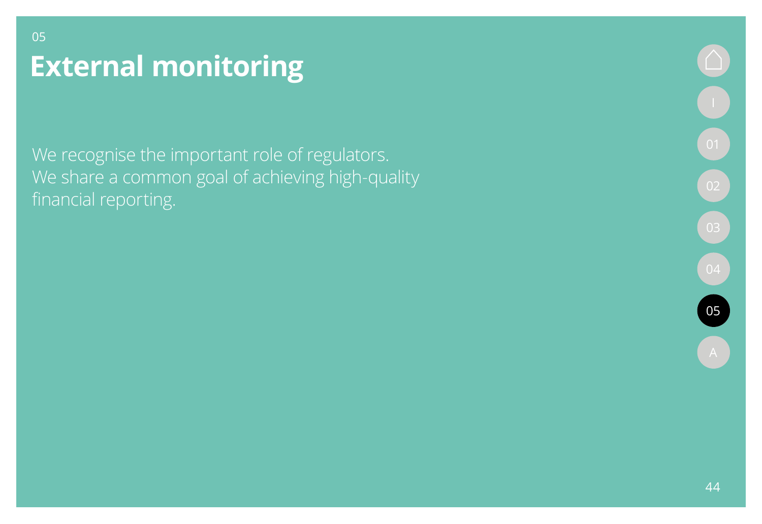05

# External monitoring

We recognise the important role of regulators. We share a common goal of achieving high-quality financial reporting.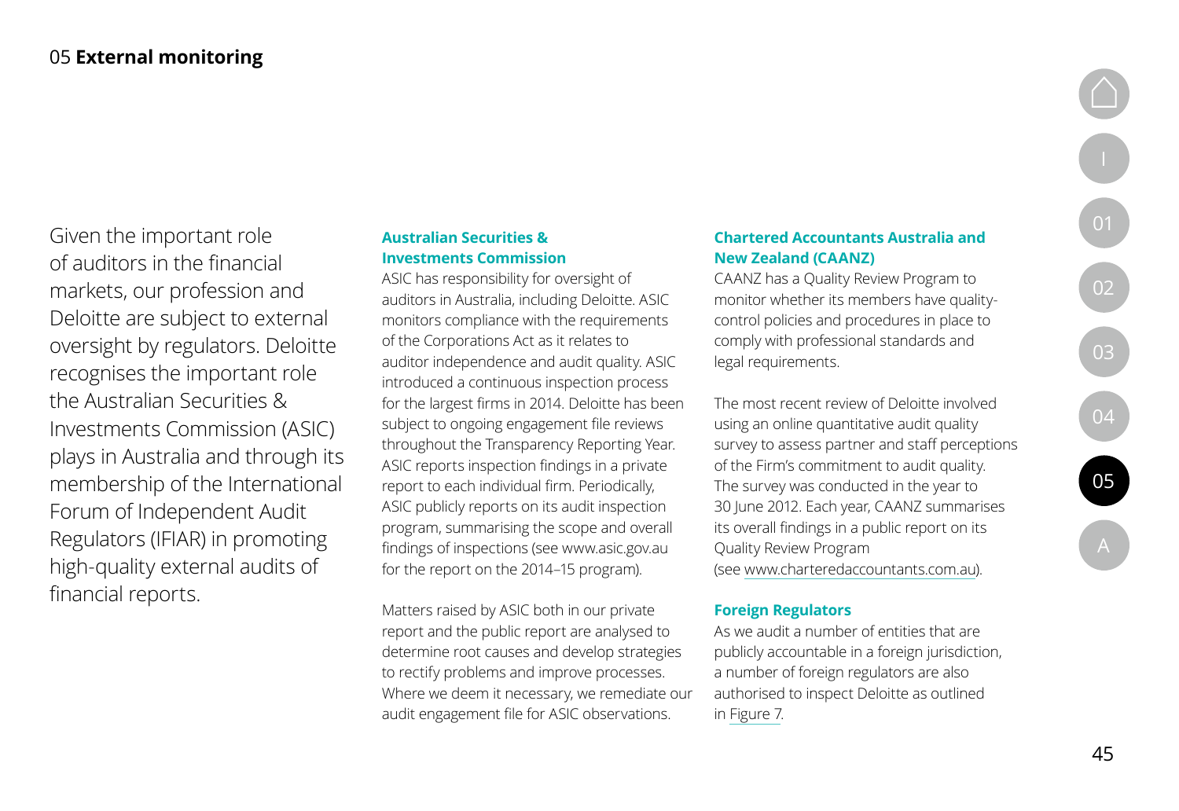# 05 **External monitoring**

Given the important role of auditors in the financial markets, our profession and Deloitte are subject to external oversight by regulators. Deloitte recognises the important role the Australian Securities & Investments Commission (ASIC) plays in Australia and through its membership of the International Forum of Independent Audit Regulators (IFIAR) in promoting high-quality external audits of financial reports.

### Australian Securities & Investments Commission

ASIC has responsibility for oversight of auditors in Australia, including Deloitte. ASIC monitors compliance with the requirements of the Corporations Act as it relates to auditor independence and audit quality. ASIC introduced a continuous inspection process for the largest firms in 2014. Deloitte has been subject to ongoing engagement file reviews throughout the Transparency Reporting Year. ASIC reports inspection findings in a private report to each individual firm. Periodically, ASIC publicly reports on its audit inspection program, summarising the scope and overall findings of inspections (see www.asic.gov.au for the report on the 2014–15 program).

Matters raised by ASIC both in our private report and the public report are analysed to determine root causes and develop strategies to rectify problems and improve processes. Where we deem it necessary, we remediate our audit engagement file for ASIC observations.

### Chartered Accountants Australia and New Zealand (CAANZ)

CAANZ has a Quality Review Program to monitor whether its members have quality-control policies and procedures in place to comply with professional standards and legal requirements.

The most recent review of Deloitte involved using an online quantitative audit quality survey to assess partner and staff perceptions of the Firm's commitment to audit quality. The survey was conducted in the year to 30 June 2012. Each year, CAANZ summarises its overall findings in a public report on its Quality Review Program (see www.charteredaccountants.com.au).

### Foreign Regulators

As we audit a number of entities that are publicly accountable in a foreign jurisdiction, a number of foreign regulators are also authorised to inspect Deloitte as outlined in Figure 7.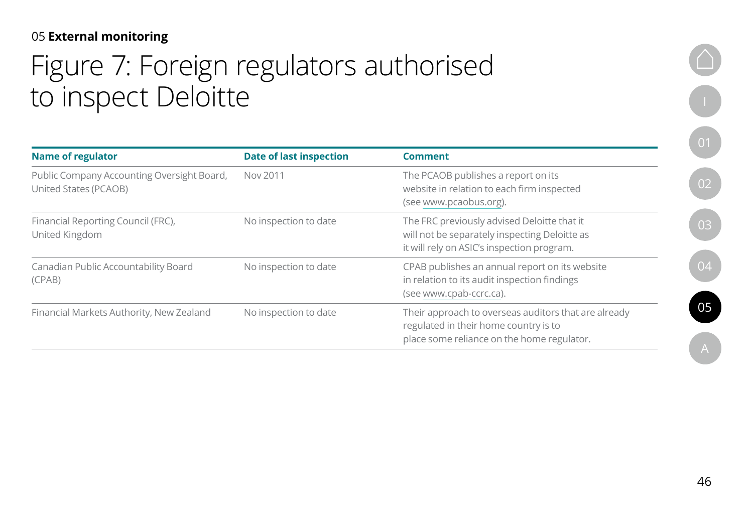05 **External monitoring**

# Figure 7: Foreign regulators authorised to inspect Deloitte

| Name of regulator | Date of last inspection | Comment |
|---|---|---|
| Public Company Accounting Oversight Board, United States (PCAOB) | Nov 2011 | The PCAOB publishes a report on its website in relation to each firm inspected (see www.pcaobus.org). |
| Financial Reporting Council (FRC), United Kingdom | No inspection to date | The FRC previously advised Deloitte that it will not be separately inspecting Deloitte as it will rely on ASIC's inspection program. |
| Canadian Public Accountability Board (CPAB) | No inspection to date | CPAB publishes an annual report on its website in relation to its audit inspection findings (see www.cpab-ccrc.ca). |
| Financial Markets Authority, New Zealand | No inspection to date | Their approach to overseas auditors that are already regulated in their home country is to place some reliance on the home regulator. |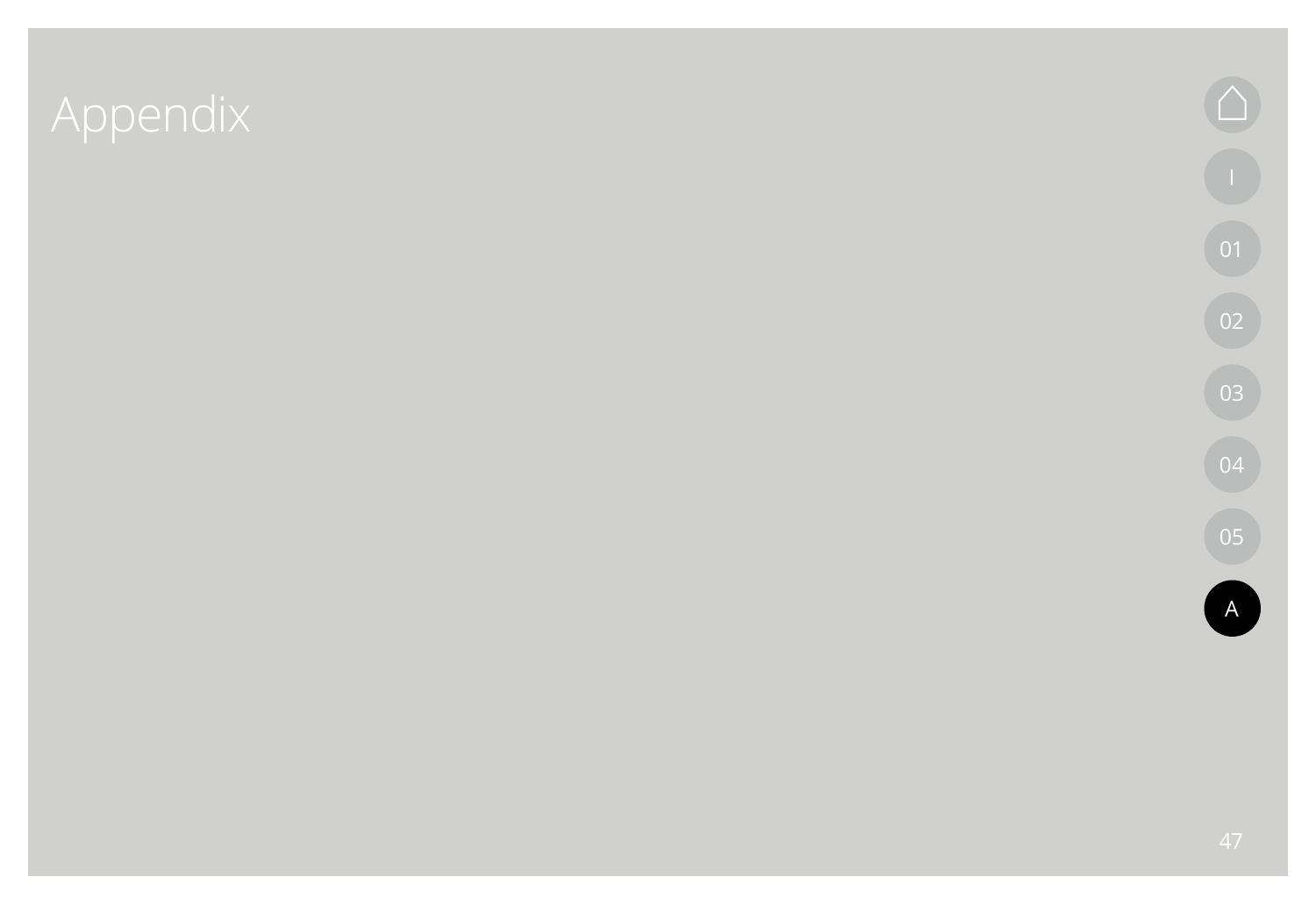# Appendix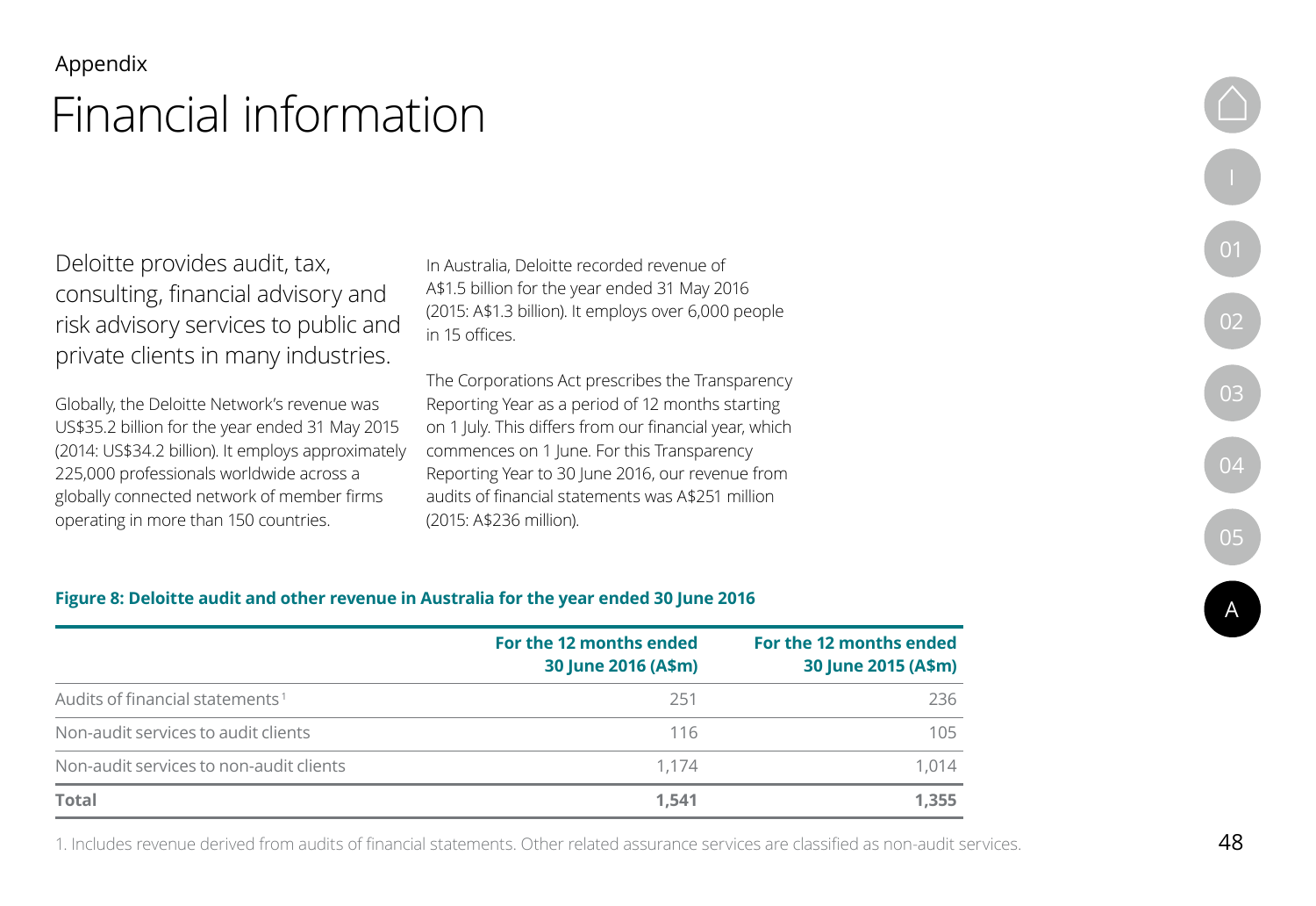Appendix

# Financial information

Deloitte provides audit, tax, consulting, financial advisory and risk advisory services to public and private clients in many industries.

Globally, the Deloitte Network's revenue was US$35.2 billion for the year ended 31 May 2015 (2014: US$34.2 billion). It employs approximately 225,000 professionals worldwide across a globally connected network of member firms operating in more than 150 countries.

In Australia, Deloitte recorded revenue of A$1.5 billion for the year ended 31 May 2016 (2015: A$1.3 billion). It employs over 6,000 people in 15 offices.

The Corporations Act prescribes the Transparency Reporting Year as a period of 12 months starting on 1 July. This differs from our financial year, which commences on 1 June. For this Transparency Reporting Year to 30 June 2016, our revenue from audits of financial statements was A$251 million (2015: A$236 million).

**Figure 8: Deloitte audit and other revenue in Australia for the year ended 30 June 2016**

| | For the 12 months ended 30 June 2016 (A$m) | For the 12 months ended 30 June 2015 (A$m) |
|---|---|---|
| Audits of financial statements[1] | 251 | 236 |
| Non-audit services to audit clients | 116 | 105 |
| Non-audit services to non-audit clients | 1,174 | 1,014 |
| **Total** | **1,541** | **1,355** |

1. Includes revenue derived from audits of financial statements. Other related assurance services are classified as non-audit services.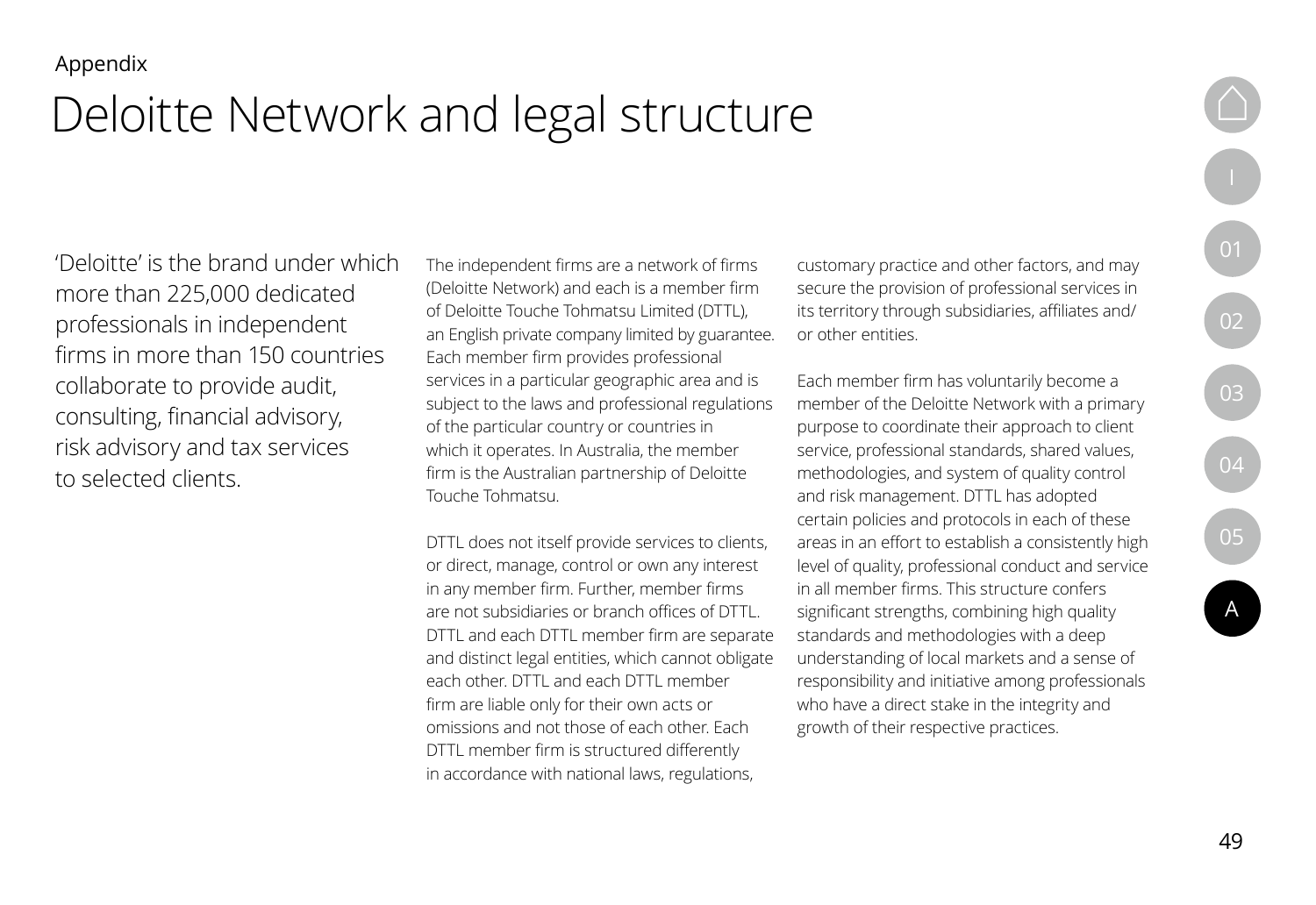Appendix

# Deloitte Network and legal structure

'Deloitte' is the brand under which more than 225,000 dedicated professionals in independent firms in more than 150 countries collaborate to provide audit, consulting, financial advisory, risk advisory and tax services to selected clients.

The independent firms are a network of firms (Deloitte Network) and each is a member firm of Deloitte Touche Tohmatsu Limited (DTTL), an English private company limited by guarantee. Each member firm provides professional services in a particular geographic area and is subject to the laws and professional regulations of the particular country or countries in which it operates. In Australia, the member firm is the Australian partnership of Deloitte Touche Tohmatsu.

DTTL does not itself provide services to clients, or direct, manage, control or own any interest in any member firm. Further, member firms are not subsidiaries or branch offices of DTTL. DTTL and each DTTL member firm are separate and distinct legal entities, which cannot obligate each other. DTTL and each DTTL member firm are liable only for their own acts or omissions and not those of each other. Each DTTL member firm is structured differently in accordance with national laws, regulations, customary practice and other factors, and may secure the provision of professional services in its territory through subsidiaries, affiliates and/or other entities.

Each member firm has voluntarily become a member of the Deloitte Network with a primary purpose to coordinate their approach to client service, professional standards, shared values, methodologies, and system of quality control and risk management. DTTL has adopted certain policies and protocols in each of these areas in an effort to establish a consistently high level of quality, professional conduct and service in all member firms. This structure confers significant strengths, combining high quality standards and methodologies with a deep understanding of local markets and a sense of responsibility and initiative among professionals who have a direct stake in the integrity and growth of their respective practices.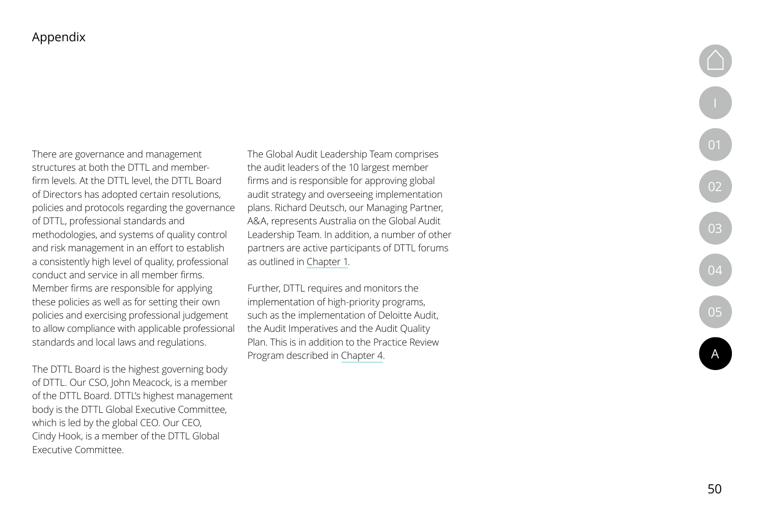There are governance and management structures at both the DTTL and member-firm levels. At the DTTL level, the DTTL Board of Directors has adopted certain resolutions, policies and protocols regarding the governance of DTTL, professional standards and methodologies, and systems of quality control and risk management in an effort to establish a consistently high level of quality, professional conduct and service in all member firms. Member firms are responsible for applying these policies as well as for setting their own policies and exercising professional judgement to allow compliance with applicable professional standards and local laws and regulations.

The DTTL Board is the highest governing body of DTTL. Our CSO, John Meacock, is a member of the DTTL Board. DTTL's highest management body is the DTTL Global Executive Committee, which is led by the global CEO. Our CEO, Cindy Hook, is a member of the DTTL Global Executive Committee.

The Global Audit Leadership Team comprises the audit leaders of the 10 largest member firms and is responsible for approving global audit strategy and overseeing implementation plans. Richard Deutsch, our Managing Partner, A&A, represents Australia on the Global Audit Leadership Team. In addition, a number of other partners are active participants of DTTL forums as outlined in Chapter 1.

Further, DTTL requires and monitors the implementation of high-priority programs, such as the implementation of Deloitte Audit, the Audit Imperatives and the Audit Quality Plan. This is in addition to the Practice Review Program described in Chapter 4.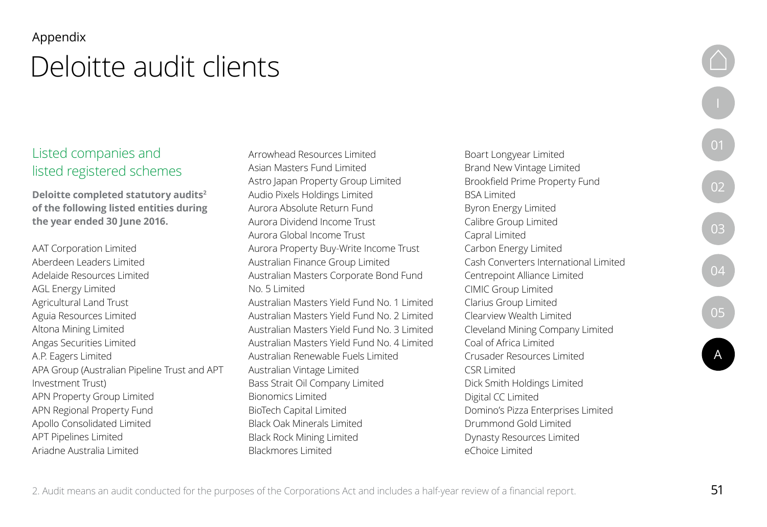Appendix

# Deloitte audit clients

## Listed companies and listed registered schemes

**Deloitte completed statutory audits[2] of the following listed entities during the year ended 30 June 2016.**

AAT Corporation Limited
Aberdeen Leaders Limited
Adelaide Resources Limited
AGL Energy Limited
Agricultural Land Trust
Aguia Resources Limited
Altona Mining Limited
Angas Securities Limited
A.P. Eagers Limited
APA Group (Australian Pipeline Trust and APT Investment Trust)
APN Property Group Limited
APN Regional Property Fund
Apollo Consolidated Limited
APT Pipelines Limited
Ariadne Australia Limited
Arrowhead Resources Limited
Asian Masters Fund Limited
Astro Japan Property Group Limited
Audio Pixels Holdings Limited
Aurora Absolute Return Fund
Aurora Dividend Income Trust
Aurora Global Income Trust
Aurora Property Buy-Write Income Trust
Australian Finance Group Limited
Australian Masters Corporate Bond Fund No. 5 Limited
Australian Masters Yield Fund No. 1 Limited
Australian Masters Yield Fund No. 2 Limited
Australian Masters Yield Fund No. 3 Limited
Australian Masters Yield Fund No. 4 Limited
Australian Renewable Fuels Limited
Australian Vintage Limited
Bass Strait Oil Company Limited
Bionomics Limited
BioTech Capital Limited
Black Oak Minerals Limited
Black Rock Mining Limited
Blackmores Limited
Boart Longyear Limited
Brand New Vintage Limited
Brookfield Prime Property Fund
BSA Limited
Byron Energy Limited
Calibre Group Limited
Capral Limited
Carbon Energy Limited
Cash Converters International Limited
Centrepoint Alliance Limited
CIMIC Group Limited
Clarius Group Limited
Clearview Wealth Limited
Cleveland Mining Company Limited
Coal of Africa Limited
Crusader Resources Limited
CSR Limited
Dick Smith Holdings Limited
Digital CC Limited
Domino's Pizza Enterprises Limited
Drummond Gold Limited
Dynasty Resources Limited
eChoice Limited

2. Audit means an audit conducted for the purposes of the Corporations Act and includes a half-year review of a financial report.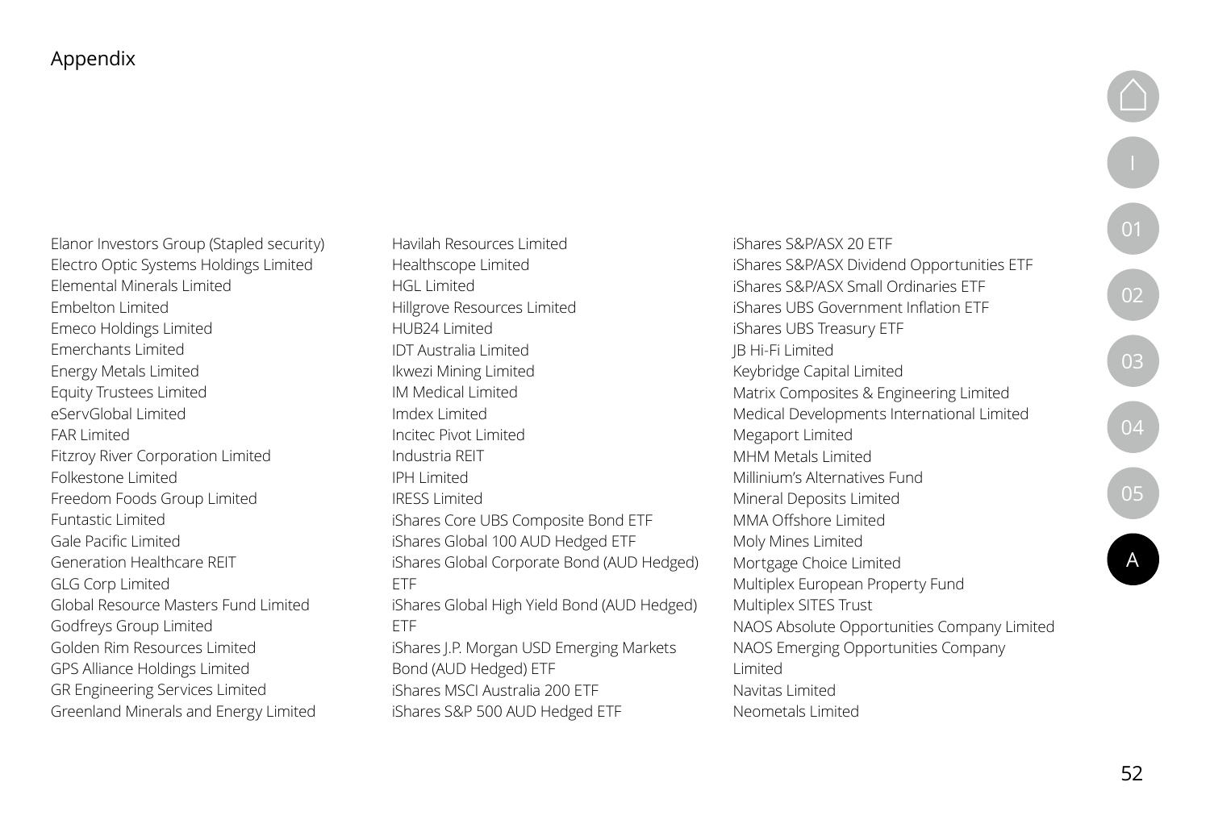## Appendix

Elanor Investors Group (Stapled security)
Electro Optic Systems Holdings Limited
Elemental Minerals Limited
Embelton Limited
Emeco Holdings Limited
Emerchants Limited
Energy Metals Limited
Equity Trustees Limited
eServGlobal Limited
FAR Limited
Fitzroy River Corporation Limited
Folkestone Limited
Freedom Foods Group Limited
Funtastic Limited
Gale Pacific Limited
Generation Healthcare REIT
GLG Corp Limited
Global Resource Masters Fund Limited
Godfreys Group Limited
Golden Rim Resources Limited
GPS Alliance Holdings Limited
GR Engineering Services Limited
Greenland Minerals and Energy Limited
Havilah Resources Limited
Healthscope Limited
HGL Limited
Hillgrove Resources Limited
HUB24 Limited
IDT Australia Limited
Ikwezi Mining Limited
IM Medical Limited
Imdex Limited
Incitec Pivot Limited
Industria REIT
IPH Limited
IRESS Limited
iShares Core UBS Composite Bond ETF
iShares Global 100 AUD Hedged ETF
iShares Global Corporate Bond (AUD Hedged) ETF
iShares Global High Yield Bond (AUD Hedged) ETF
iShares J.P. Morgan USD Emerging Markets Bond (AUD Hedged) ETF
iShares MSCI Australia 200 ETF
iShares S&P 500 AUD Hedged ETF
iShares S&P/ASX 20 ETF
iShares S&P/ASX Dividend Opportunities ETF
iShares S&P/ASX Small Ordinaries ETF
iShares UBS Government Inflation ETF
iShares UBS Treasury ETF
JB Hi-Fi Limited
Keybridge Capital Limited
Matrix Composites & Engineering Limited
Medical Developments International Limited
Megaport Limited
MHM Metals Limited
Millinium's Alternatives Fund
Mineral Deposits Limited
MMA Offshore Limited
Moly Mines Limited
Mortgage Choice Limited
Multiplex European Property Fund
Multiplex SITES Trust
NAOS Absolute Opportunities Company Limited
NAOS Emerging Opportunities Company Limited
Navitas Limited
Neometals Limited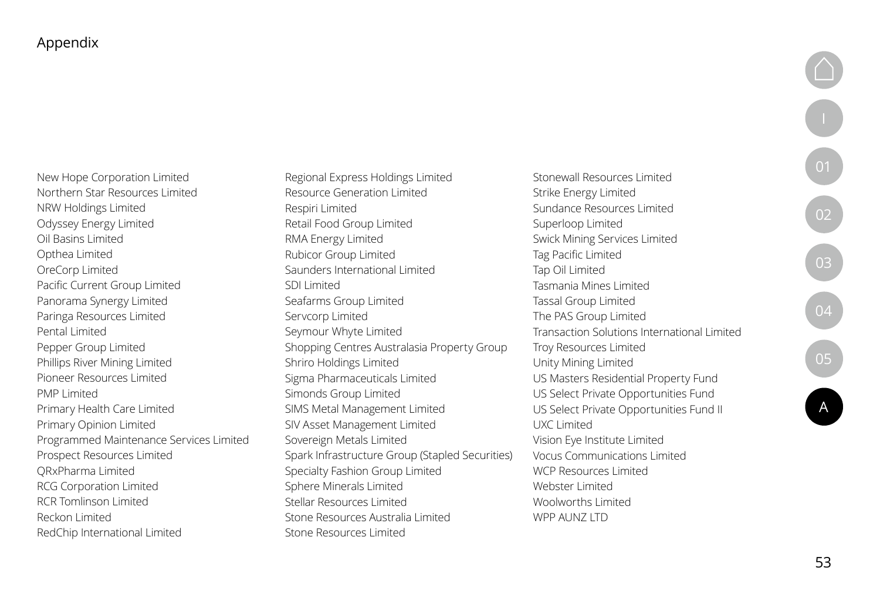# Appendix

New Hope Corporation Limited
Northern Star Resources Limited
NRW Holdings Limited
Odyssey Energy Limited
Oil Basins Limited
Opthea Limited
OreCorp Limited
Pacific Current Group Limited
Panorama Synergy Limited
Paringa Resources Limited
Pental Limited
Pepper Group Limited
Phillips River Mining Limited
Pioneer Resources Limited
PMP Limited
Primary Health Care Limited
Primary Opinion Limited
Programmed Maintenance Services Limited
Prospect Resources Limited
QRxPharma Limited
RCG Corporation Limited
RCR Tomlinson Limited
Reckon Limited
RedChip International Limited
Regional Express Holdings Limited
Resource Generation Limited
Respiri Limited
Retail Food Group Limited
RMA Energy Limited
Rubicor Group Limited
Saunders International Limited
SDI Limited
Seafarms Group Limited
Servcorp Limited
Seymour Whyte Limited
Shopping Centres Australasia Property Group
Shriro Holdings Limited
Sigma Pharmaceuticals Limited
Simonds Group Limited
SIMS Metal Management Limited
SIV Asset Management Limited
Sovereign Metals Limited
Spark Infrastructure Group (Stapled Securities)
Specialty Fashion Group Limited
Sphere Minerals Limited
Stellar Resources Limited
Stone Resources Australia Limited
Stone Resources Limited
Stonewall Resources Limited
Strike Energy Limited
Sundance Resources Limited
Superloop Limited
Swick Mining Services Limited
Tag Pacific Limited
Tap Oil Limited
Tasmania Mines Limited
Tassal Group Limited
The PAS Group Limited
Transaction Solutions International Limited
Troy Resources Limited
Unity Mining Limited
US Masters Residential Property Fund
US Select Private Opportunities Fund
US Select Private Opportunities Fund II
UXC Limited
Vision Eye Institute Limited
Vocus Communications Limited
WCP Resources Limited
Webster Limited
Woolworths Limited
WPP AUNZ LTD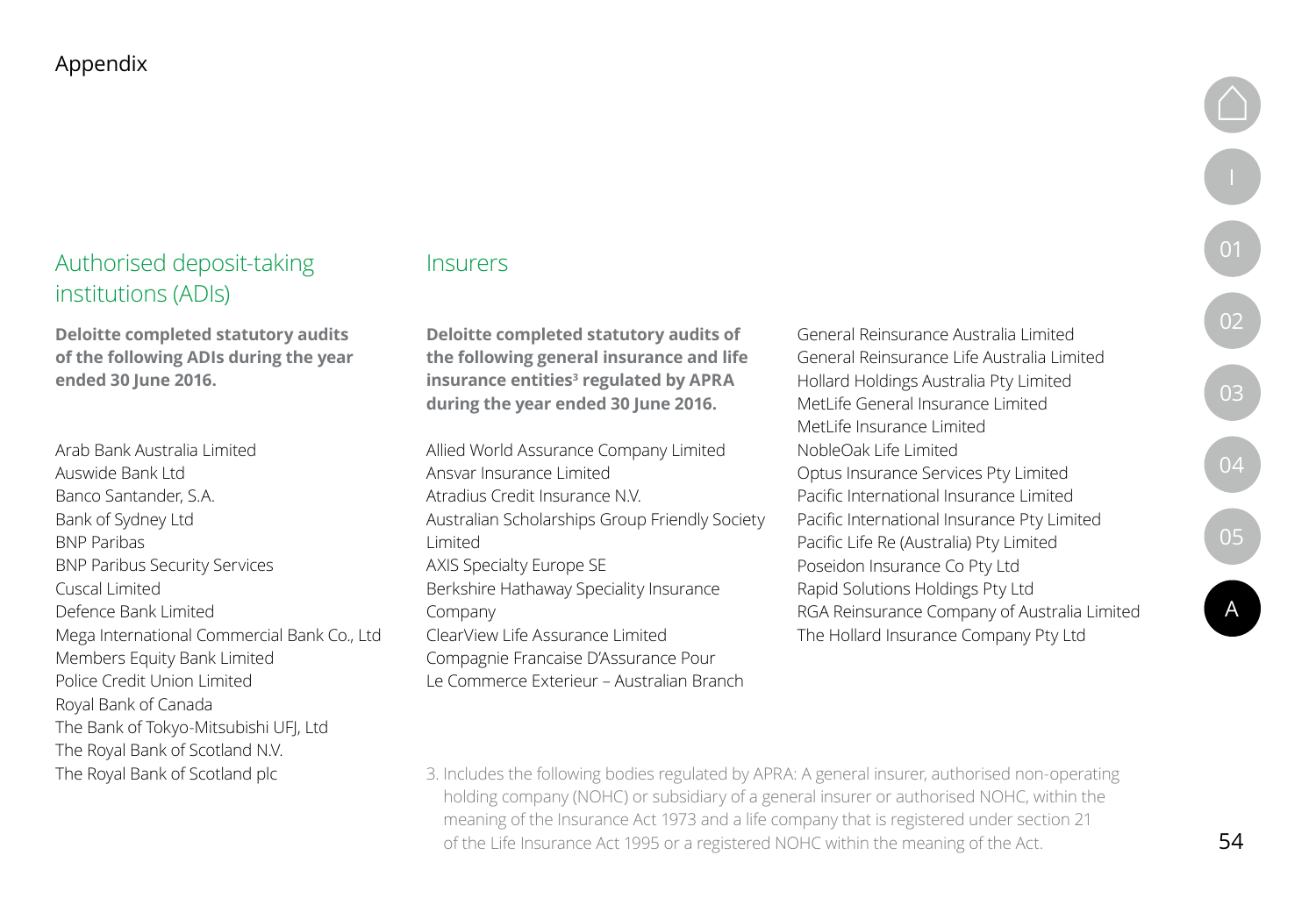# Appendix

## Authorised deposit-taking institutions (ADIs)

**Deloitte completed statutory audits of the following ADIs during the year ended 30 June 2016.**

Arab Bank Australia Limited
Auswide Bank Ltd
Banco Santander, S.A.
Bank of Sydney Ltd
BNP Paribas
BNP Paribus Security Services
Cuscal Limited
Defence Bank Limited
Mega International Commercial Bank Co., Ltd
Members Equity Bank Limited
Police Credit Union Limited
Royal Bank of Canada
The Bank of Tokyo-Mitsubishi UFJ, Ltd
The Royal Bank of Scotland N.V.
The Royal Bank of Scotland plc

## Insurers

**Deloitte completed statutory audits of the following general insurance and life insurance entities[3] regulated by APRA during the year ended 30 June 2016.**

Allied World Assurance Company Limited
Ansvar Insurance Limited
Atradius Credit Insurance N.V.
Australian Scholarships Group Friendly Society Limited
AXIS Specialty Europe SE
Berkshire Hathaway Speciality Insurance Company
ClearView Life Assurance Limited
Compagnie Francaise D'Assurance Pour Le Commerce Exterieur – Australian Branch
General Reinsurance Australia Limited
General Reinsurance Life Australia Limited
Hollard Holdings Australia Pty Limited
MetLife General Insurance Limited
MetLife Insurance Limited
NobleOak Life Limited
Optus Insurance Services Pty Limited
Pacific International Insurance Limited
Pacific International Insurance Pty Limited
Pacific Life Re (Australia) Pty Limited
Poseidon Insurance Co Pty Ltd
Rapid Solutions Holdings Pty Ltd
RGA Reinsurance Company of Australia Limited
The Hollard Insurance Company Pty Ltd

3. Includes the following bodies regulated by APRA: A general insurer, authorised non-operating holding company (NOHC) or subsidiary of a general insurer or authorised NOHC, within the meaning of the Insurance Act 1973 and a life company that is registered under section 21 of the Life Insurance Act 1995 or a registered NOHC within the meaning of the Act.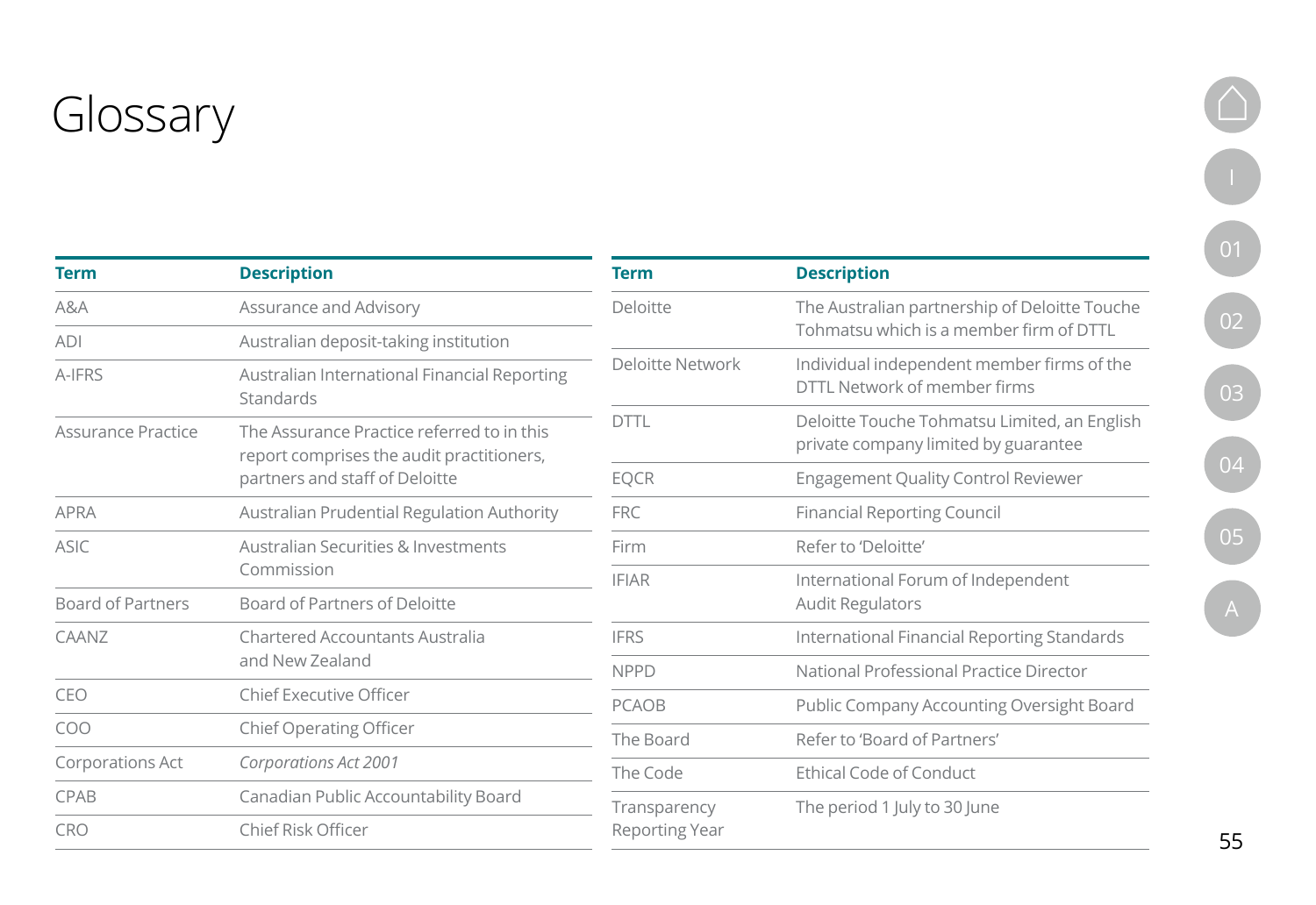# Glossary

| Term | Description |
| --- | --- |
| A&A | Assurance and Advisory |
| ADI | Australian deposit-taking institution |
| A-IFRS | Australian International Financial Reporting Standards |
| Assurance Practice | The Assurance Practice referred to in this report comprises the audit practitioners, partners and staff of Deloitte |
| APRA | Australian Prudential Regulation Authority |
| ASIC | Australian Securities & Investments Commission |
| Board of Partners | Board of Partners of Deloitte |
| CAANZ | Chartered Accountants Australia and New Zealand |
| CEO | Chief Executive Officer |
| COO | Chief Operating Officer |
| Corporations Act | *Corporations Act 2001* |
| CPAB | Canadian Public Accountability Board |
| CRO | Chief Risk Officer |
| Deloitte | The Australian partnership of Deloitte Touche Tohmatsu which is a member firm of DTTL |
| Deloitte Network | Individual independent member firms of the DTTL Network of member firms |
| DTTL | Deloitte Touche Tohmatsu Limited, an English private company limited by guarantee |
| EQCR | Engagement Quality Control Reviewer |
| FRC | Financial Reporting Council |
| Firm | Refer to 'Deloitte' |
| IFIAR | International Forum of Independent Audit Regulators |
| IFRS | International Financial Reporting Standards |
| NPPD | National Professional Practice Director |
| PCAOB | Public Company Accounting Oversight Board |
| The Board | Refer to 'Board of Partners' |
| The Code | Ethical Code of Conduct |
| Transparency Reporting Year | The period 1 July to 30 June |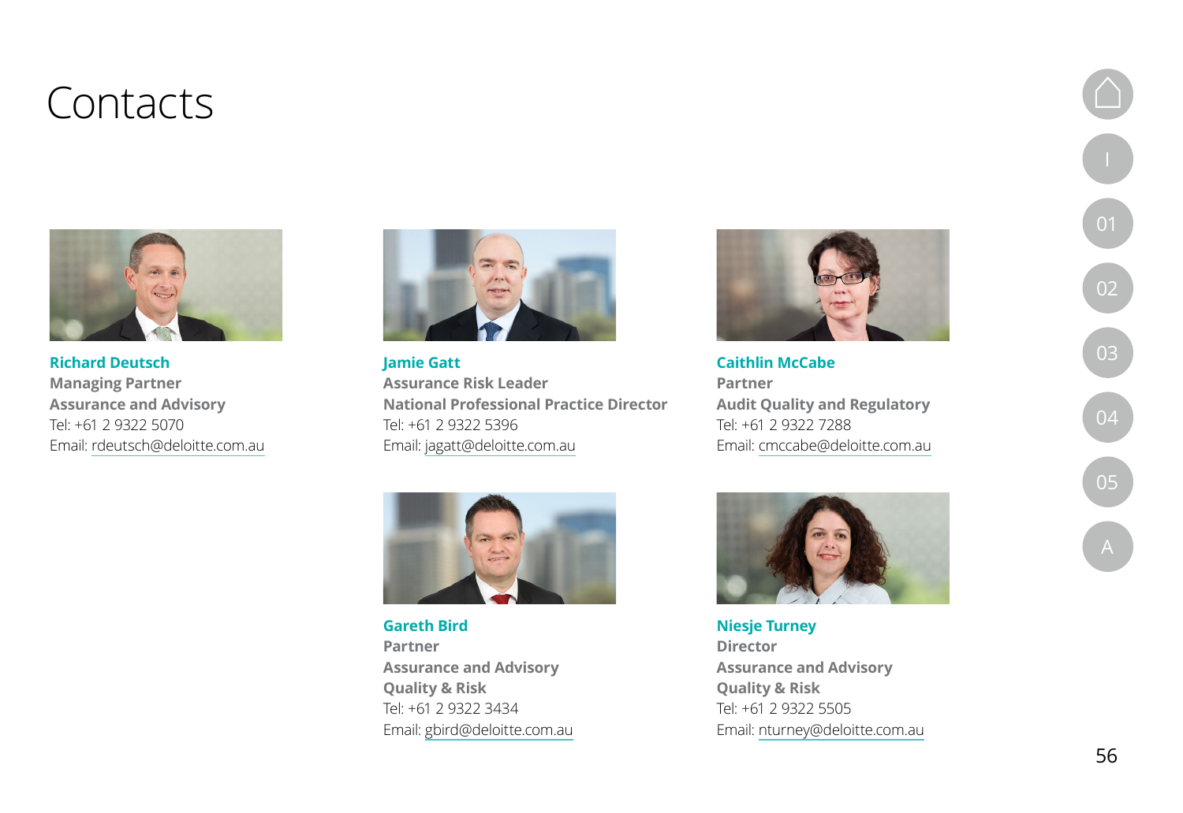# Contacts

**Richard Deutsch**
**Managing Partner**
**Assurance and Advisory**
Tel: +61 2 9322 5070
Email: rdeutsch@deloitte.com.au

**Jamie Gatt**
**Assurance Risk Leader**
**National Professional Practice Director**
Tel: +61 2 9322 5396
Email: jagatt@deloitte.com.au

**Caithlin McCabe**
**Partner**
**Audit Quality and Regulatory**
Tel: +61 2 9322 7288
Email: cmccabe@deloitte.com.au

**Gareth Bird**
**Partner**
**Assurance and Advisory**
**Quality & Risk**
Tel: +61 2 9322 3434
Email: gbird@deloitte.com.au

**Niesje Turney**
**Director**
**Assurance and Advisory**
**Quality & Risk**
Tel: +61 2 9322 5505
Email: nturney@deloitte.com.au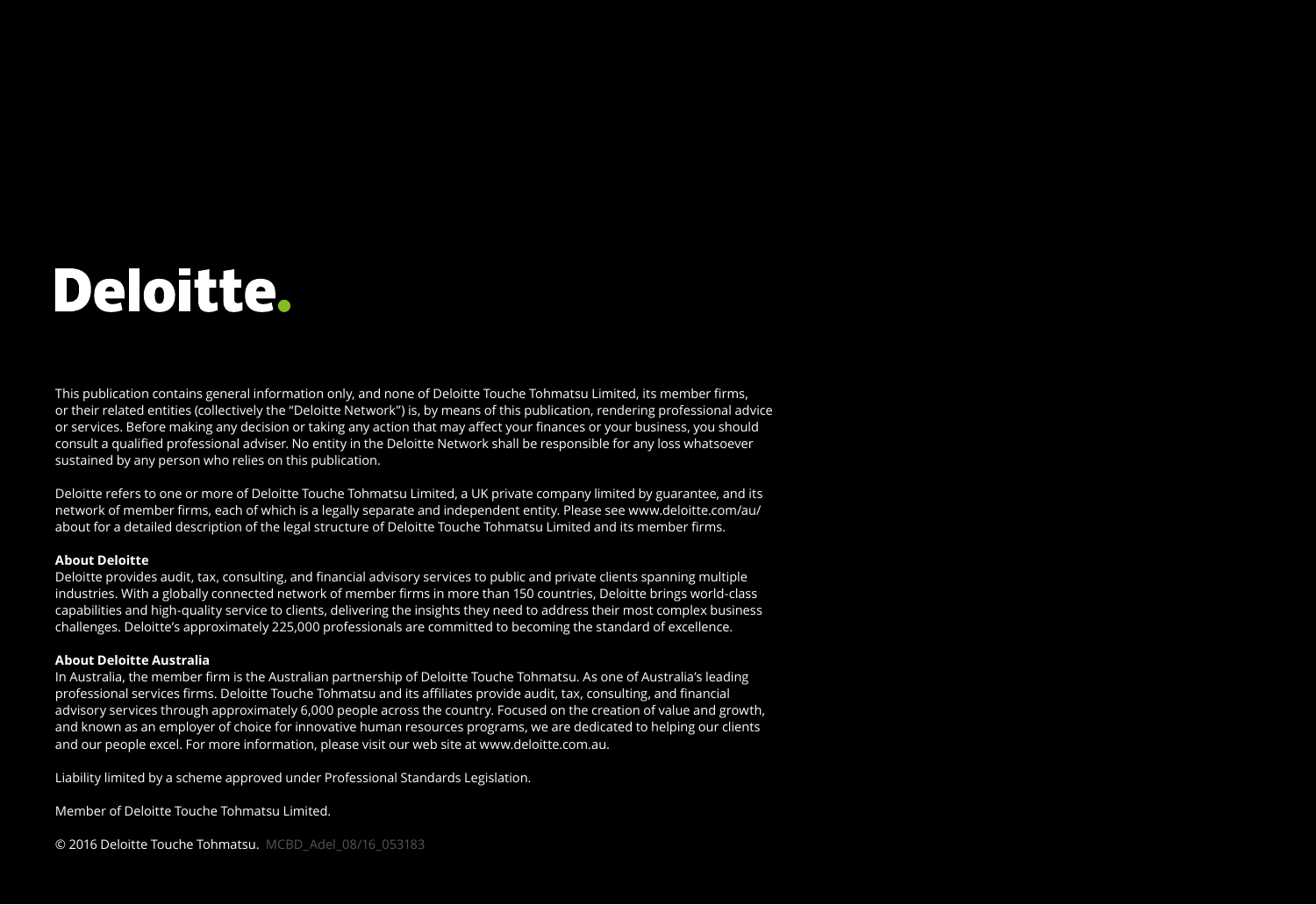# Deloitte.

This publication contains general information only, and none of Deloitte Touche Tohmatsu Limited, its member firms, or their related entities (collectively the "Deloitte Network") is, by means of this publication, rendering professional advice or services. Before making any decision or taking any action that may affect your finances or your business, you should consult a qualified professional adviser. No entity in the Deloitte Network shall be responsible for any loss whatsoever sustained by any person who relies on this publication.

Deloitte refers to one or more of Deloitte Touche Tohmatsu Limited, a UK private company limited by guarantee, and its network of member firms, each of which is a legally separate and independent entity. Please see www.deloitte.com/au/about for a detailed description of the legal structure of Deloitte Touche Tohmatsu Limited and its member firms.

**About Deloitte**

Deloitte provides audit, tax, consulting, and financial advisory services to public and private clients spanning multiple industries. With a globally connected network of member firms in more than 150 countries, Deloitte brings world-class capabilities and high-quality service to clients, delivering the insights they need to address their most complex business challenges. Deloitte's approximately 225,000 professionals are committed to becoming the standard of excellence.

**About Deloitte Australia**

In Australia, the member firm is the Australian partnership of Deloitte Touche Tohmatsu. As one of Australia's leading professional services firms. Deloitte Touche Tohmatsu and its affiliates provide audit, tax, consulting, and financial advisory services through approximately 6,000 people across the country. Focused on the creation of value and growth, and known as an employer of choice for innovative human resources programs, we are dedicated to helping our clients and our people excel. For more information, please visit our web site at www.deloitte.com.au.

Liability limited by a scheme approved under Professional Standards Legislation.

Member of Deloitte Touche Tohmatsu Limited.

© 2016 Deloitte Touche Tohmatsu. MCBD_Adel_08/16_053183